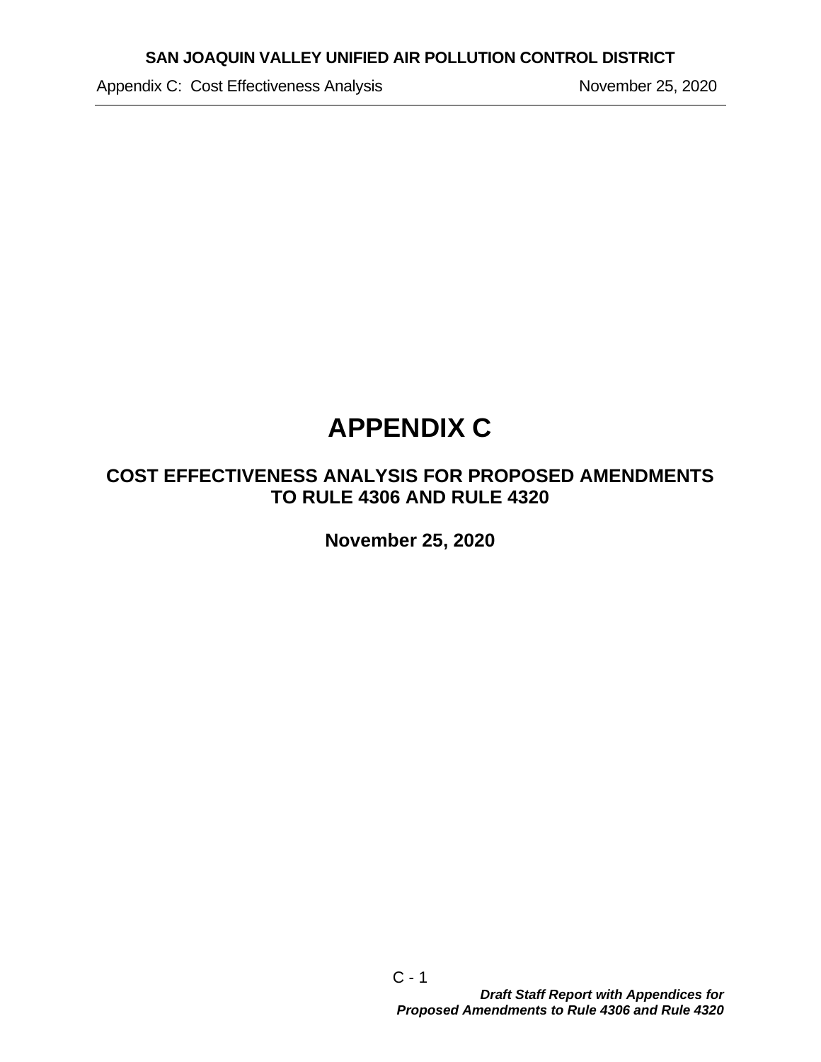# APPENDIX C

## COST EFFECTIVENESS ANALYSIS FOR PROPOSED AMENDMENTS TO RULE 4306 AND RULE 4320

**November 25, 2020**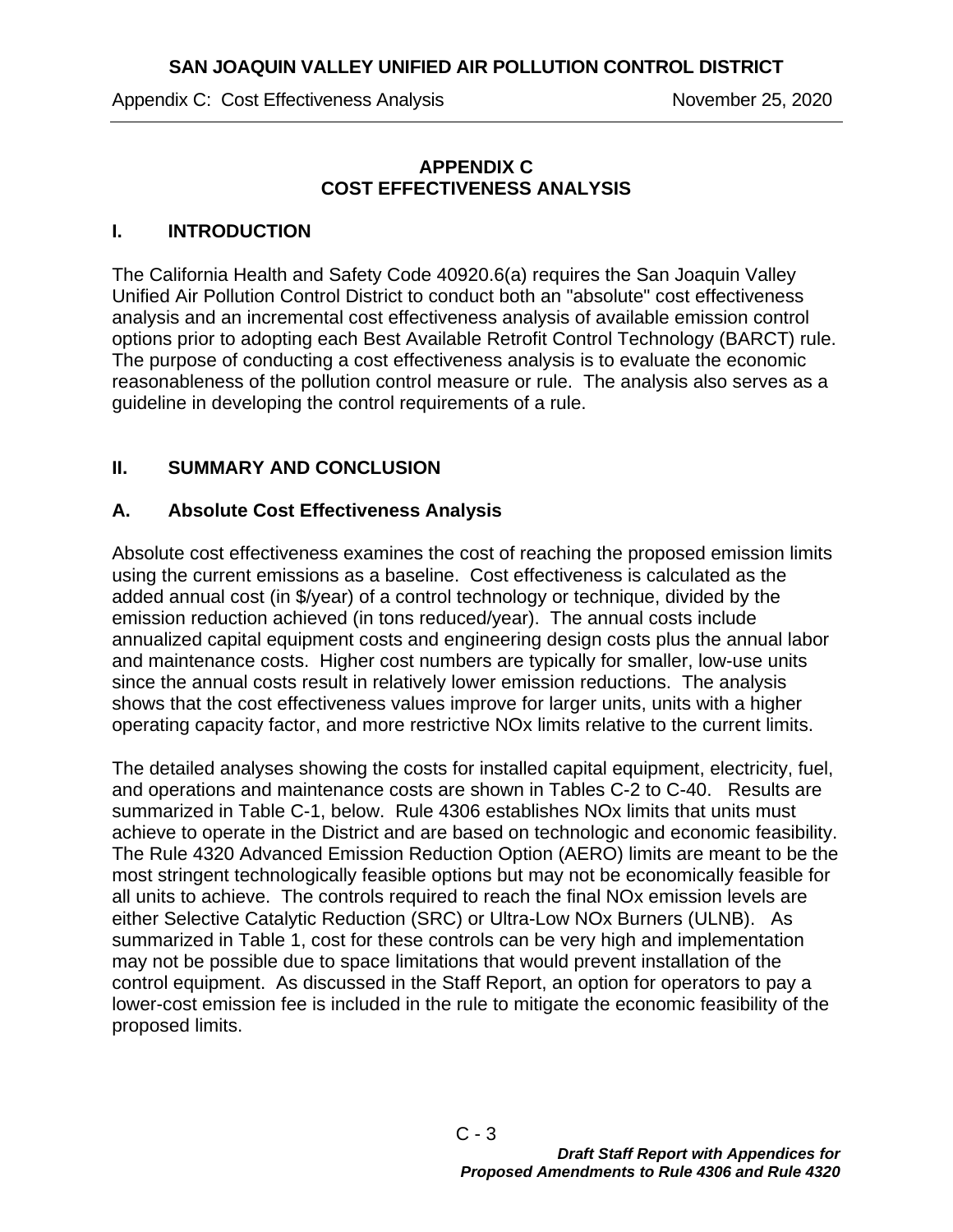# APPENDIX C
# COST EFFECTIVENESS ANALYSIS

## I. INTRODUCTION

The California Health and Safety Code 40920.6(a) requires the San Joaquin Valley Unified Air Pollution Control District to conduct both an "absolute" cost effectiveness analysis and an incremental cost effectiveness analysis of available emission control options prior to adopting each Best Available Retrofit Control Technology (BARCT) rule. The purpose of conducting a cost effectiveness analysis is to evaluate the economic reasonableness of the pollution control measure or rule. The analysis also serves as a guideline in developing the control requirements of a rule.

## II. SUMMARY AND CONCLUSION

### A. Absolute Cost Effectiveness Analysis

Absolute cost effectiveness examines the cost of reaching the proposed emission limits using the current emissions as a baseline. Cost effectiveness is calculated as the added annual cost (in $/year) of a control technology or technique, divided by the emission reduction achieved (in tons reduced/year). The annual costs include annualized capital equipment costs and engineering design costs plus the annual labor and maintenance costs. Higher cost numbers are typically for smaller, low-use units since the annual costs result in relatively lower emission reductions. The analysis shows that the cost effectiveness values improve for larger units, units with a higher operating capacity factor, and more restrictive NOx limits relative to the current limits.

The detailed analyses showing the costs for installed capital equipment, electricity, fuel, and operations and maintenance costs are shown in Tables C-2 to C-40. Results are summarized in Table C-1, below. Rule 4306 establishes NOx limits that units must achieve to operate in the District and are based on technologic and economic feasibility. The Rule 4320 Advanced Emission Reduction Option (AERO) limits are meant to be the most stringent technologically feasible options but may not be economically feasible for all units to achieve. The controls required to reach the final NOx emission levels are either Selective Catalytic Reduction (SRC) or Ultra-Low NOx Burners (ULNB). As summarized in Table 1, cost for these controls can be very high and implementation may not be possible due to space limitations that would prevent installation of the control equipment. As discussed in the Staff Report, an option for operators to pay a lower-cost emission fee is included in the rule to mitigate the economic feasibility of the proposed limits.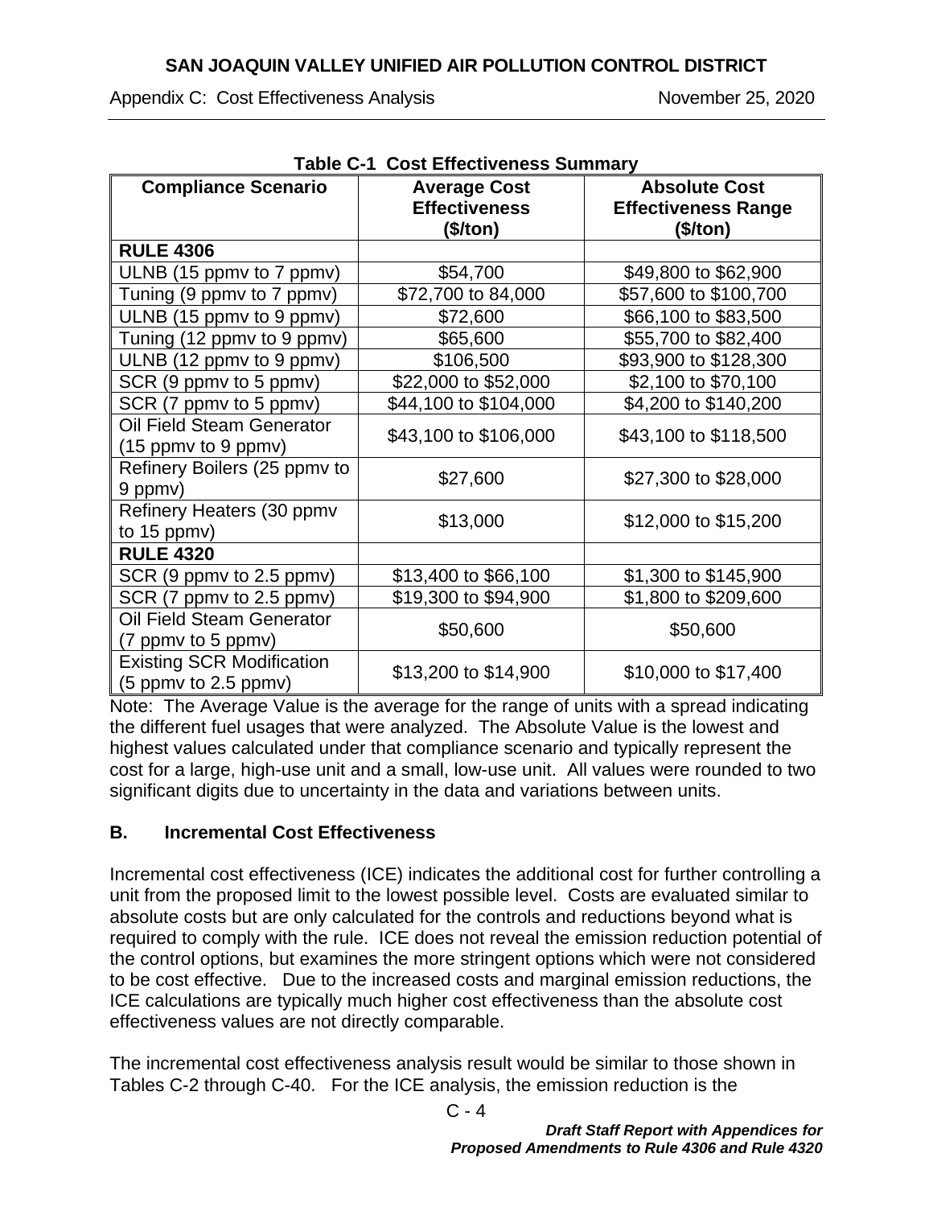**Table C-1 Cost Effectiveness Summary**

| Compliance Scenario | Average Cost Effectiveness ($/ton) | Absolute Cost Effectiveness Range ($/ton) |
|---|---|---|
| **RULE 4306** | | |
| ULNB (15 ppmv to 7 ppmv) | $54,700 | $49,800 to $62,900 |
| Tuning (9 ppmv to 7 ppmv) | $72,700 to 84,000 | $57,600 to $100,700 |
| ULNB (15 ppmv to 9 ppmv) | $72,600 | $66,100 to $83,500 |
| Tuning (12 ppmv to 9 ppmv) | $65,600 | $55,700 to $82,400 |
| ULNB (12 ppmv to 9 ppmv) | $106,500 | $93,900 to $128,300 |
| SCR (9 ppmv to 5 ppmv) | $22,000 to $52,000 | $2,100 to $70,100 |
| SCR (7 ppmv to 5 ppmv) | $44,100 to $104,000 | $4,200 to $140,200 |
| Oil Field Steam Generator (15 ppmv to 9 ppmv) | $43,100 to $106,000 | $43,100 to $118,500 |
| Refinery Boilers (25 ppmv to 9 ppmv) | $27,600 | $27,300 to $28,000 |
| Refinery Heaters (30 ppmv to 15 ppmv) | $13,000 | $12,000 to $15,200 |
| **RULE 4320** | | |
| SCR (9 ppmv to 2.5 ppmv) | $13,400 to $66,100 | $1,300 to $145,900 |
| SCR (7 ppmv to 2.5 ppmv) | $19,300 to $94,900 | $1,800 to $209,600 |
| Oil Field Steam Generator (7 ppmv to 5 ppmv) | $50,600 | $50,600 |
| Existing SCR Modification (5 ppmv to 2.5 ppmv) | $13,200 to $14,900 | $10,000 to $17,400 |

Note: The Average Value is the average for the range of units with a spread indicating the different fuel usages that were analyzed. The Absolute Value is the lowest and highest values calculated under that compliance scenario and typically represent the cost for a large, high-use unit and a small, low-use unit. All values were rounded to two significant digits due to uncertainty in the data and variations between units.

## B. Incremental Cost Effectiveness

Incremental cost effectiveness (ICE) indicates the additional cost for further controlling a unit from the proposed limit to the lowest possible level. Costs are evaluated similar to absolute costs but are only calculated for the controls and reductions beyond what is required to comply with the rule. ICE does not reveal the emission reduction potential of the control options, but examines the more stringent options which were not considered to be cost effective. Due to the increased costs and marginal emission reductions, the ICE calculations are typically much higher cost effectiveness than the absolute cost effectiveness values are not directly comparable.

The incremental cost effectiveness analysis result would be similar to those shown in Tables C-2 through C-40. For the ICE analysis, the emission reduction is the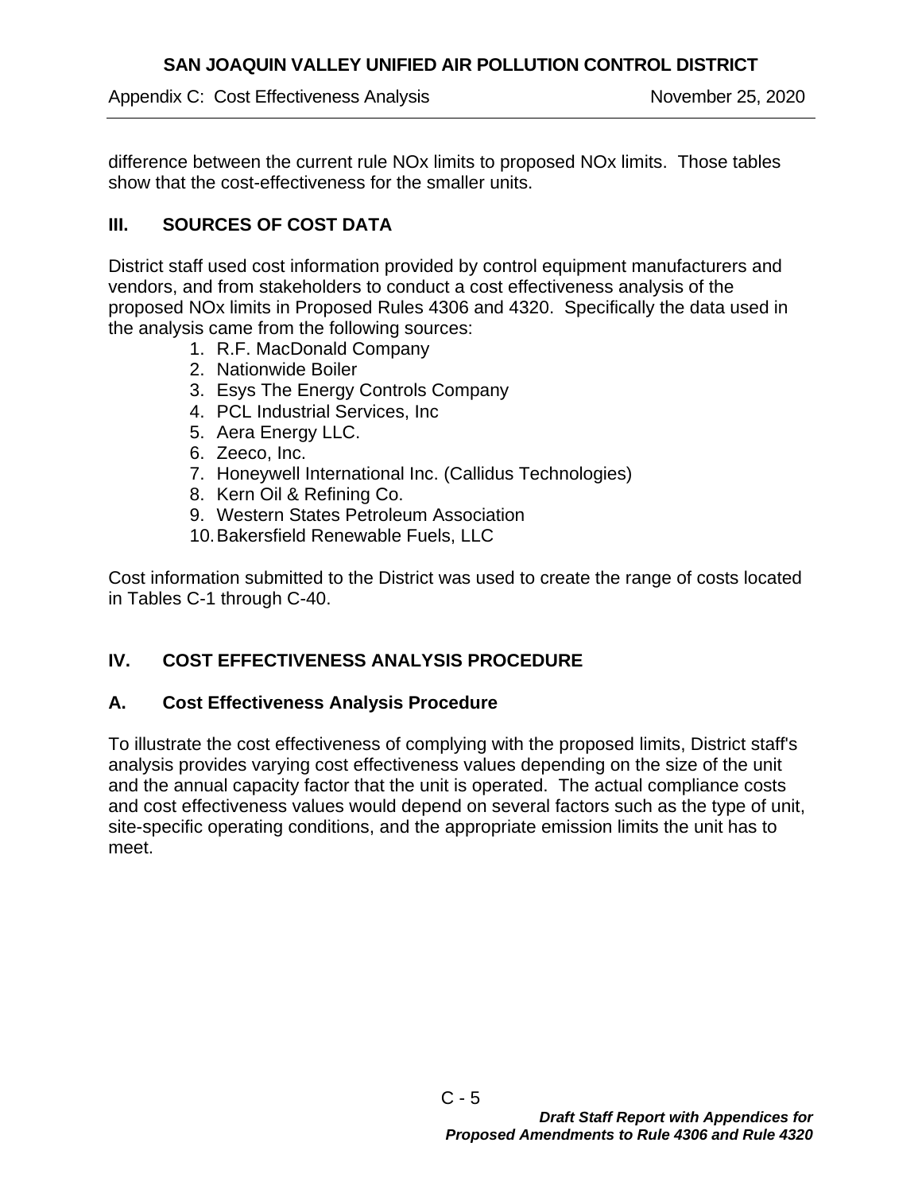difference between the current rule NOx limits to proposed NOx limits. Those tables show that the cost-effectiveness for the smaller units.

## III. SOURCES OF COST DATA

District staff used cost information provided by control equipment manufacturers and vendors, and from stakeholders to conduct a cost effectiveness analysis of the proposed NOx limits in Proposed Rules 4306 and 4320. Specifically the data used in the analysis came from the following sources:

1. R.F. MacDonald Company
2. Nationwide Boiler
3. Esys The Energy Controls Company
4. PCL Industrial Services, Inc
5. Aera Energy LLC.
6. Zeeco, Inc.
7. Honeywell International Inc. (Callidus Technologies)
8. Kern Oil & Refining Co.
9. Western States Petroleum Association
10. Bakersfield Renewable Fuels, LLC

Cost information submitted to the District was used to create the range of costs located in Tables C-1 through C-40.

## IV. COST EFFECTIVENESS ANALYSIS PROCEDURE

### A. Cost Effectiveness Analysis Procedure

To illustrate the cost effectiveness of complying with the proposed limits, District staff's analysis provides varying cost effectiveness values depending on the size of the unit and the annual capacity factor that the unit is operated. The actual compliance costs and cost effectiveness values would depend on several factors such as the type of unit, site-specific operating conditions, and the appropriate emission limits the unit has to meet.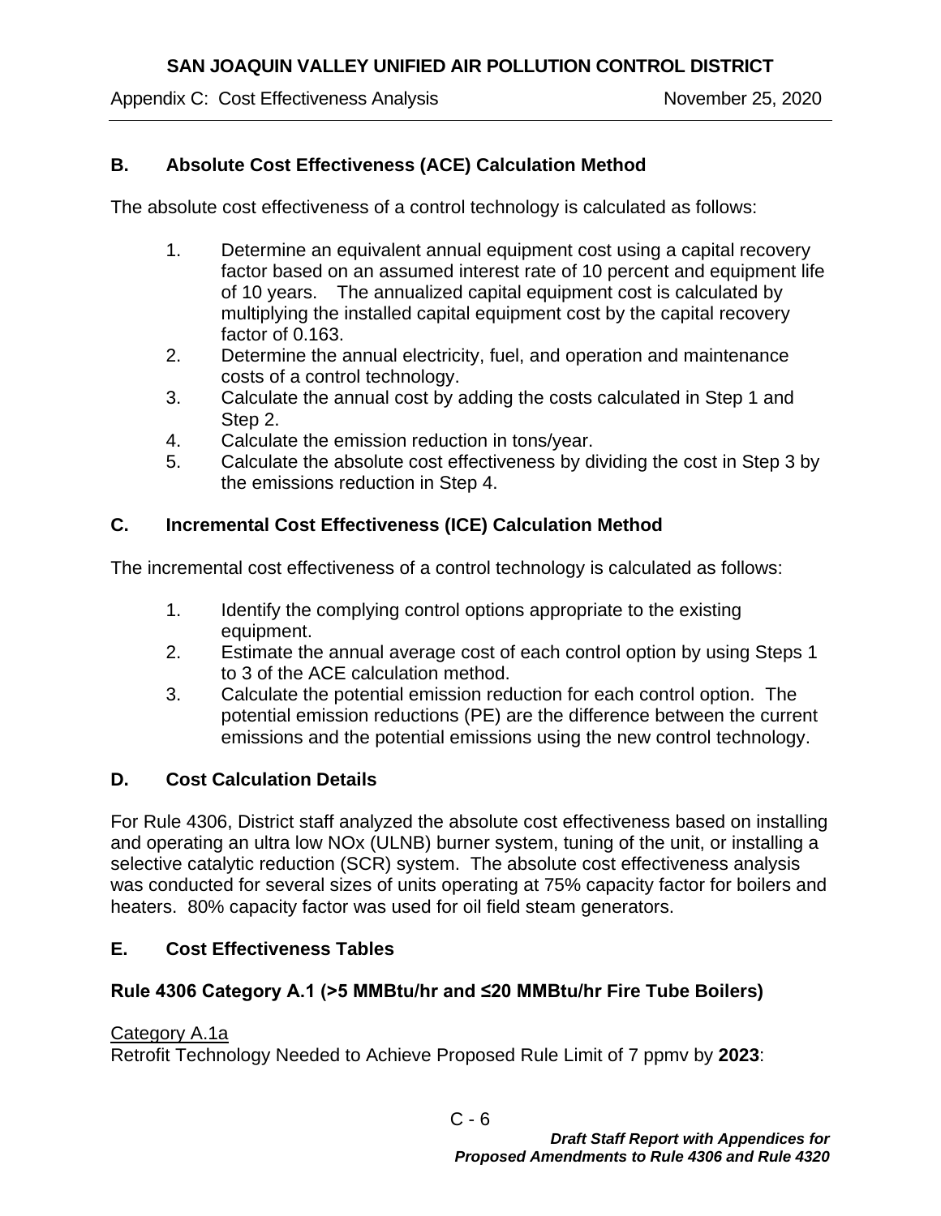## B. Absolute Cost Effectiveness (ACE) Calculation Method

The absolute cost effectiveness of a control technology is calculated as follows:

1. Determine an equivalent annual equipment cost using a capital recovery factor based on an assumed interest rate of 10 percent and equipment life of 10 years. The annualized capital equipment cost is calculated by multiplying the installed capital equipment cost by the capital recovery factor of 0.163.
2. Determine the annual electricity, fuel, and operation and maintenance costs of a control technology.
3. Calculate the annual cost by adding the costs calculated in Step 1 and Step 2.
4. Calculate the emission reduction in tons/year.
5. Calculate the absolute cost effectiveness by dividing the cost in Step 3 by the emissions reduction in Step 4.

## C. Incremental Cost Effectiveness (ICE) Calculation Method

The incremental cost effectiveness of a control technology is calculated as follows:

1. Identify the complying control options appropriate to the existing equipment.
2. Estimate the annual average cost of each control option by using Steps 1 to 3 of the ACE calculation method.
3. Calculate the potential emission reduction for each control option. The potential emission reductions (PE) are the difference between the current emissions and the potential emissions using the new control technology.

## D. Cost Calculation Details

For Rule 4306, District staff analyzed the absolute cost effectiveness based on installing and operating an ultra low NOx (ULNB) burner system, tuning of the unit, or installing a selective catalytic reduction (SCR) system. The absolute cost effectiveness analysis was conducted for several sizes of units operating at 75% capacity factor for boilers and heaters. 80% capacity factor was used for oil field steam generators.

## E. Cost Effectiveness Tables

### Rule 4306 Category A.1 (>5 MMBtu/hr and ≤20 MMBtu/hr Fire Tube Boilers)

Category A.1a

Retrofit Technology Needed to Achieve Proposed Rule Limit of 7 ppmv by **2023**: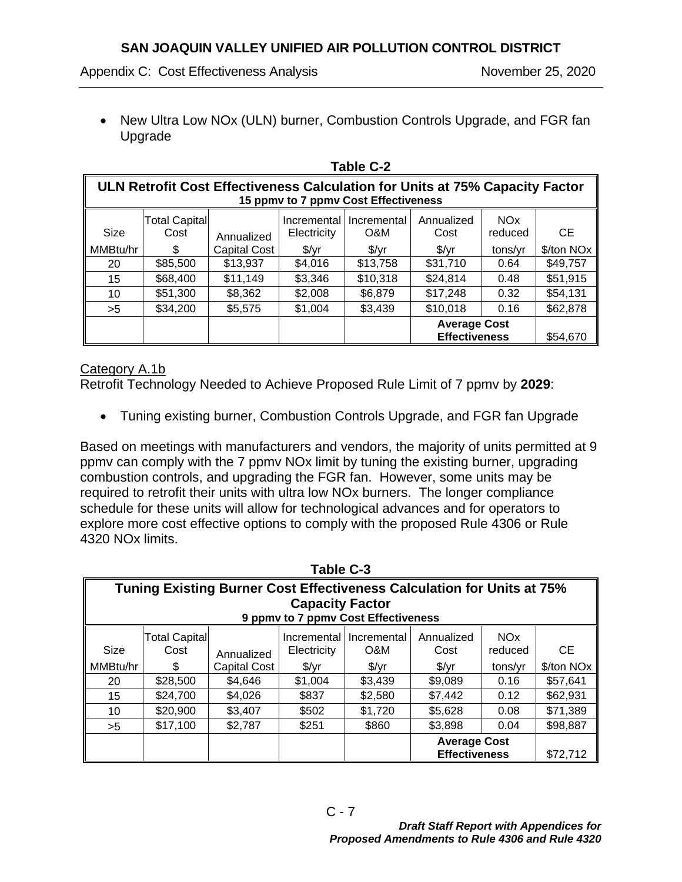- New Ultra Low NOx (ULN) burner, Combustion Controls Upgrade, and FGR fan Upgrade

**Table C-2**

| ULN Retrofit Cost Effectiveness Calculation for Units at 75% Capacity Factor<br>15 ppmv to 7 ppmv Cost Effectiveness | | | | | | | |
|---|---|---|---|---|---|---|---|
| Size<br>MMBtu/hr | Total Capital Cost<br>$ | Annualized<br>Capital Cost | Incremental Electricity<br>$/yr | Incremental O&M<br>$/yr | Annualized Cost<br>$/yr | NOx reduced<br>tons/yr | CE<br>$/ton NOx |
| 20 | $85,500 | $13,937 | $4,016 | $13,758 | $31,710 | 0.64 | $49,757 |
| 15 | $68,400 | $11,149 | $3,346 | $10,318 | $24,814 | 0.48 | $51,915 |
| 10 | $51,300 | $8,362 | $2,008 | $6,879 | $17,248 | 0.32 | $54,131 |
| >5 | $34,200 | $5,575 | $1,004 | $3,439 | $10,018 | 0.16 | $62,878 |
| | | | | | **Average Cost Effectiveness** | | $54,670 |

Category A.1b

Retrofit Technology Needed to Achieve Proposed Rule Limit of 7 ppmv by **2029**:

- Tuning existing burner, Combustion Controls Upgrade, and FGR fan Upgrade

Based on meetings with manufacturers and vendors, the majority of units permitted at 9 ppmv can comply with the 7 ppmv NOx limit by tuning the existing burner, upgrading combustion controls, and upgrading the FGR fan. However, some units may be required to retrofit their units with ultra low NOx burners. The longer compliance schedule for these units will allow for technological advances and for operators to explore more cost effective options to comply with the proposed Rule 4306 or Rule 4320 NOx limits.

**Table C-3**

| Tuning Existing Burner Cost Effectiveness Calculation for Units at 75% Capacity Factor<br>9 ppmv to 7 ppmv Cost Effectiveness | | | | | | | |
|---|---|---|---|---|---|---|---|
| Size<br>MMBtu/hr | Total Capital Cost<br>$ | Annualized<br>Capital Cost | Incremental Electricity<br>$/yr | Incremental O&M<br>$/yr | Annualized Cost<br>$/yr | NOx reduced<br>tons/yr | CE<br>$/ton NOx |
| 20 | $28,500 | $4,646 | $1,004 | $3,439 | $9,089 | 0.16 | $57,641 |
| 15 | $24,700 | $4,026 | $837 | $2,580 | $7,442 | 0.12 | $62,931 |
| 10 | $20,900 | $3,407 | $502 | $1,720 | $5,628 | 0.08 | $71,389 |
| >5 | $17,100 | $2,787 | $251 | $860 | $3,898 | 0.04 | $98,887 |
| | | | | | **Average Cost Effectiveness** | | $72,712 |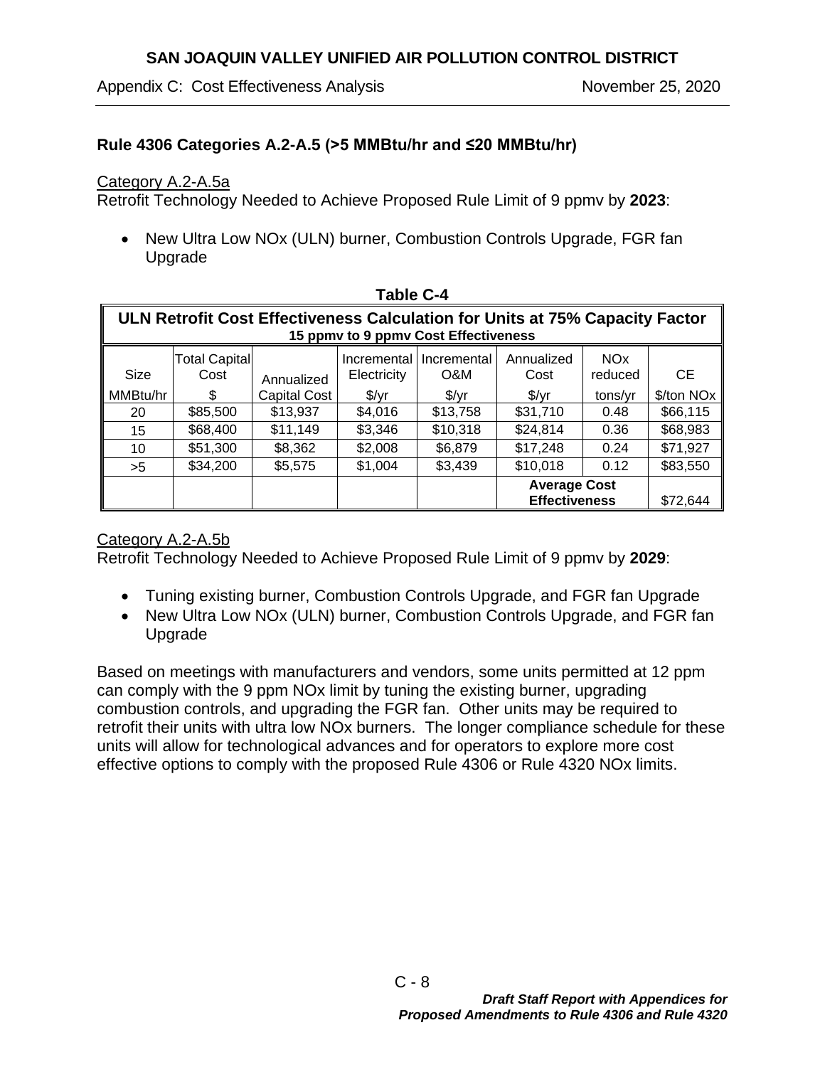## Rule 4306 Categories A.2-A.5 (>5 MMBtu/hr and ≤20 MMBtu/hr)

Category A.2-A.5a

Retrofit Technology Needed to Achieve Proposed Rule Limit of 9 ppmv by **2023**:

- New Ultra Low NOx (ULN) burner, Combustion Controls Upgrade, FGR fan Upgrade

**Table C-4**

**ULN Retrofit Cost Effectiveness Calculation for Units at 75% Capacity Factor**
**15 ppmv to 9 ppmv Cost Effectiveness**

| Size MMBtu/hr | Total Capital Cost $ | Annualized Capital Cost | Incremental Electricity $/yr | Incremental O&M $/yr | Annualized Cost $/yr | NOx reduced tons/yr | CE $/ton NOx |
|---|---|---|---|---|---|---|---|
| 20 | $85,500 | $13,937 | $4,016 | $13,758 | $31,710 | 0.48 | $66,115 |
| 15 | $68,400 | $11,149 | $3,346 | $10,318 | $24,814 | 0.36 | $68,983 |
| 10 | $51,300 | $8,362 | $2,008 | $6,879 | $17,248 | 0.24 | $71,927 |
| >5 | $34,200 | $5,575 | $1,004 | $3,439 | $10,018 | 0.12 | $83,550 |
| | | | | | **Average Cost Effectiveness** | | $72,644 |

Category A.2-A.5b

Retrofit Technology Needed to Achieve Proposed Rule Limit of 9 ppmv by **2029**:

- Tuning existing burner, Combustion Controls Upgrade, and FGR fan Upgrade
- New Ultra Low NOx (ULN) burner, Combustion Controls Upgrade, and FGR fan Upgrade

Based on meetings with manufacturers and vendors, some units permitted at 12 ppm can comply with the 9 ppm NOx limit by tuning the existing burner, upgrading combustion controls, and upgrading the FGR fan. Other units may be required to retrofit their units with ultra low NOx burners. The longer compliance schedule for these units will allow for technological advances and for operators to explore more cost effective options to comply with the proposed Rule 4306 or Rule 4320 NOx limits.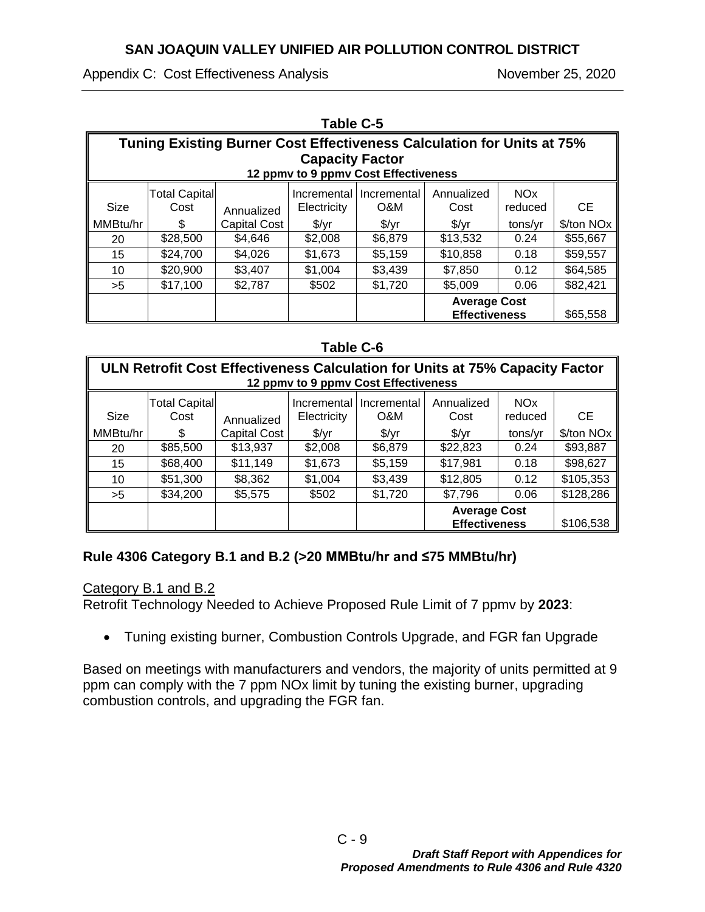**Table C-5**

| Tuning Existing Burner Cost Effectiveness Calculation for Units at 75% Capacity Factor<br>12 ppmv to 9 ppmv Cost Effectiveness | | | | | | | |
|---|---|---|---|---|---|---|---|
| Size | Total Capital Cost | Annualized | Incremental Electricity | Incremental O&M | Annualized Cost | NOx reduced | CE |
| MMBtu/hr | $ | Capital Cost | $/yr | $/yr | $/yr | tons/yr | $/ton NOx |
| 20 | $28,500 | $4,646 | $2,008 | $6,879 | $13,532 | 0.24 | $55,667 |
| 15 | $24,700 | $4,026 | $1,673 | $5,159 | $10,858 | 0.18 | $59,557 |
| 10 | $20,900 | $3,407 | $1,004 | $3,439 | $7,850 | 0.12 | $64,585 |
| >5 | $17,100 | $2,787 | $502 | $1,720 | $5,009 | 0.06 | $82,421 |
| | | | | | **Average Cost Effectiveness** | | $65,558 |

**Table C-6**

| ULN Retrofit Cost Effectiveness Calculation for Units at 75% Capacity Factor<br>12 ppmv to 9 ppmv Cost Effectiveness | | | | | | | |
|---|---|---|---|---|---|---|---|
| Size | Total Capital Cost | Annualized | Incremental Electricity | Incremental O&M | Annualized Cost | NOx reduced | CE |
| MMBtu/hr | $ | Capital Cost | $/yr | $/yr | $/yr | tons/yr | $/ton NOx |
| 20 | $85,500 | $13,937 | $2,008 | $6,879 | $22,823 | 0.24 | $93,887 |
| 15 | $68,400 | $11,149 | $1,673 | $5,159 | $17,981 | 0.18 | $98,627 |
| 10 | $51,300 | $8,362 | $1,004 | $3,439 | $12,805 | 0.12 | $105,353 |
| >5 | $34,200 | $5,575 | $502 | $1,720 | $7,796 | 0.06 | $128,286 |
| | | | | | **Average Cost Effectiveness** | | $106,538 |

### Rule 4306 Category B.1 and B.2 (>20 MMBtu/hr and ≤75 MMBtu/hr)

<u>Category B.1 and B.2</u>
Retrofit Technology Needed to Achieve Proposed Rule Limit of 7 ppmv by **2023**:

- Tuning existing burner, Combustion Controls Upgrade, and FGR fan Upgrade

Based on meetings with manufacturers and vendors, the majority of units permitted at 9 ppm can comply with the 7 ppm NOx limit by tuning the existing burner, upgrading combustion controls, and upgrading the FGR fan.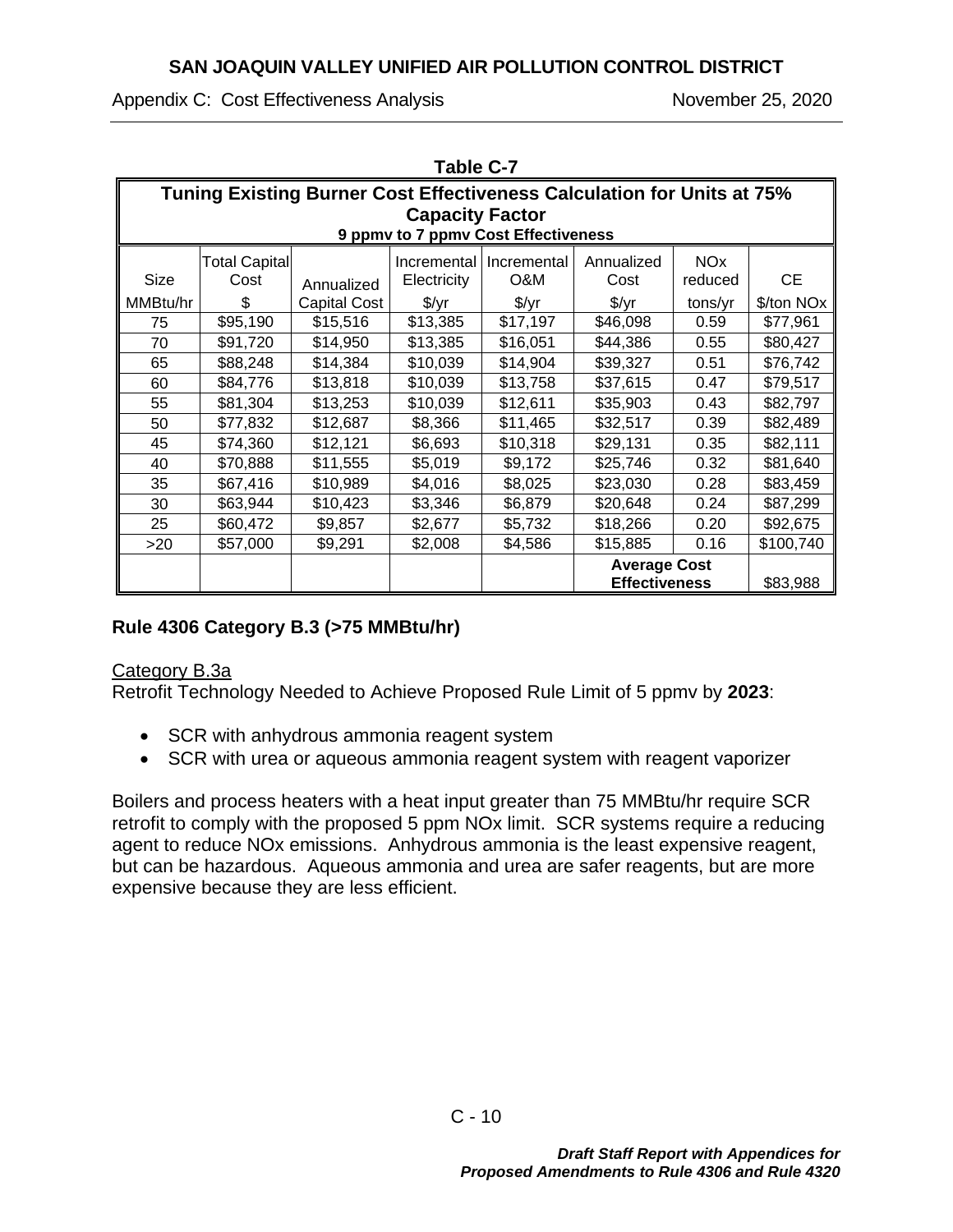**Table C-7**

| **Tuning Existing Burner Cost Effectiveness Calculation for Units at 75% Capacity Factor** | | | | | | | |
|---|---|---|---|---|---|---|---|
| **9 ppmv to 7 ppmv Cost Effectiveness** | | | | | | | |
| Size | Total Capital Cost | Annualized | Incremental Electricity | Incremental O&M | Annualized Cost | NOx reduced | CE |
| MMBtu/hr | $ | Capital Cost | $/yr | $/yr | $/yr | tons/yr | $/ton NOx |
| 75 | $95,190 | $15,516 | $13,385 | $17,197 | $46,098 | 0.59 | $77,961 |
| 70 | $91,720 | $14,950 | $13,385 | $16,051 | $44,386 | 0.55 | $80,427 |
| 65 | $88,248 | $14,384 | $10,039 | $14,904 | $39,327 | 0.51 | $76,742 |
| 60 | $84,776 | $13,818 | $10,039 | $13,758 | $37,615 | 0.47 | $79,517 |
| 55 | $81,304 | $13,253 | $10,039 | $12,611 | $35,903 | 0.43 | $82,797 |
| 50 | $77,832 | $12,687 | $8,366 | $11,465 | $32,517 | 0.39 | $82,489 |
| 45 | $74,360 | $12,121 | $6,693 | $10,318 | $29,131 | 0.35 | $82,111 |
| 40 | $70,888 | $11,555 | $5,019 | $9,172 | $25,746 | 0.32 | $81,640 |
| 35 | $67,416 | $10,989 | $4,016 | $8,025 | $23,030 | 0.28 | $83,459 |
| 30 | $63,944 | $10,423 | $3,346 | $6,879 | $20,648 | 0.24 | $87,299 |
| 25 | $60,472 | $9,857 | $2,677 | $5,732 | $18,266 | 0.20 | $92,675 |
| >20 | $57,000 | $9,291 | $2,008 | $4,586 | $15,885 | 0.16 | $100,740 |
| | | | | | **Average Cost Effectiveness** | | $83,988 |

### Rule 4306 Category B.3 (>75 MMBtu/hr)

Category B.3a

Retrofit Technology Needed to Achieve Proposed Rule Limit of 5 ppmv by **2023**:

- SCR with anhydrous ammonia reagent system
- SCR with urea or aqueous ammonia reagent system with reagent vaporizer

Boilers and process heaters with a heat input greater than 75 MMBtu/hr require SCR retrofit to comply with the proposed 5 ppm NOx limit. SCR systems require a reducing agent to reduce NOx emissions. Anhydrous ammonia is the least expensive reagent, but can be hazardous. Aqueous ammonia and urea are safer reagents, but are more expensive because they are less efficient.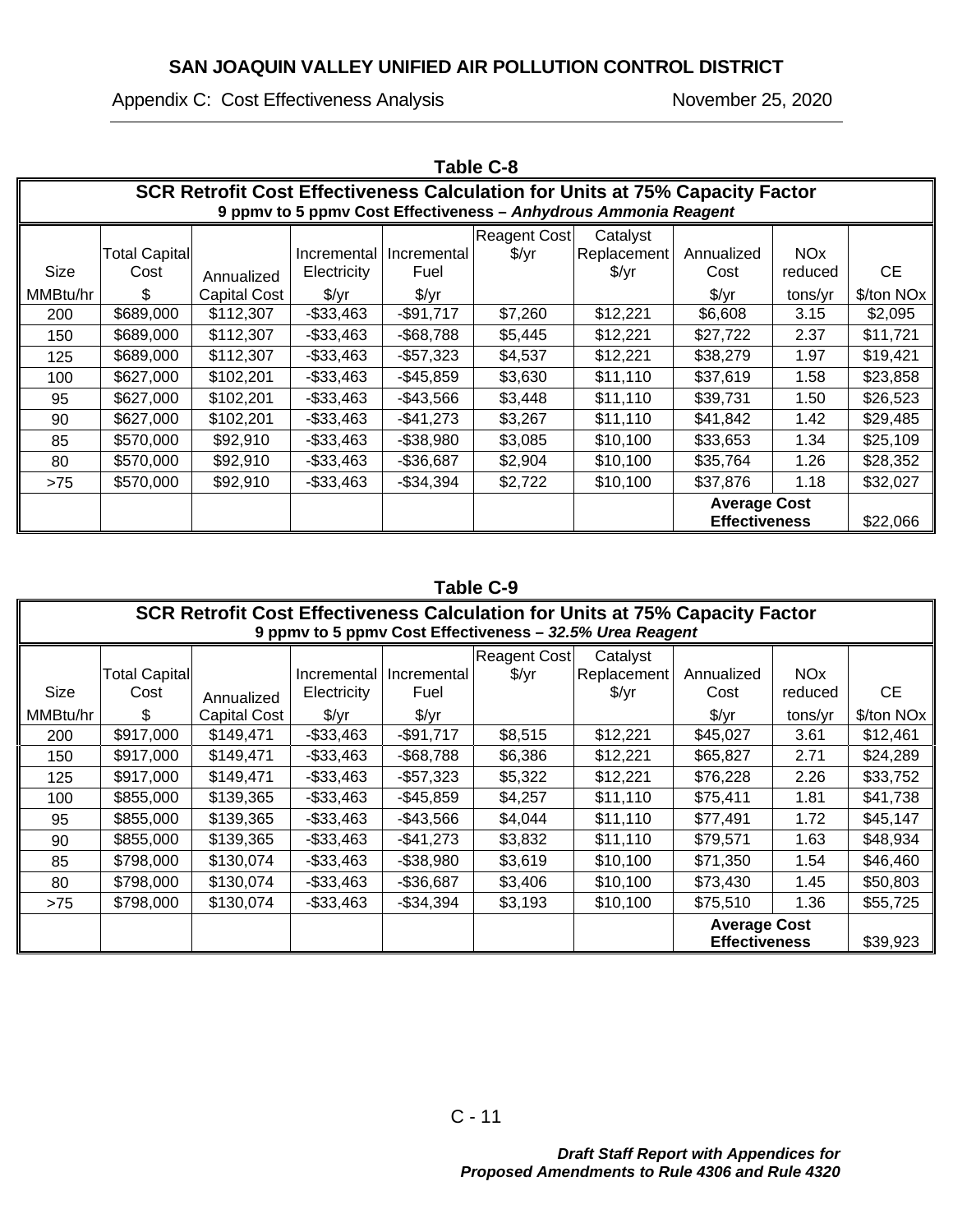**Table C-8**

**SCR Retrofit Cost Effectiveness Calculation for Units at 75% Capacity Factor**
**9 ppmv to 5 ppmv Cost Effectiveness – *Anhydrous Ammonia Reagent***

| Size MMBtu/hr | Total Capital Cost $ | Annualized Capital Cost | Incremental Electricity $/yr | Incremental Fuel $/yr | Reagent Cost $/yr | Catalyst Replacement $/yr | Annualized Cost $/yr | NOx reduced tons/yr | CE $/ton NOx |
|---|---|---|---|---|---|---|---|---|---|
| 200 | $689,000 | $112,307 | -$33,463 | -$91,717 | $7,260 | $12,221 | $6,608 | 3.15 | $2,095 |
| 150 | $689,000 | $112,307 | -$33,463 | -$68,788 | $5,445 | $12,221 | $27,722 | 2.37 | $11,721 |
| 125 | $689,000 | $112,307 | -$33,463 | -$57,323 | $4,537 | $12,221 | $38,279 | 1.97 | $19,421 |
| 100 | $627,000 | $102,201 | -$33,463 | -$45,859 | $3,630 | $11,110 | $37,619 | 1.58 | $23,858 |
| 95 | $627,000 | $102,201 | -$33,463 | -$43,566 | $3,448 | $11,110 | $39,731 | 1.50 | $26,523 |
| 90 | $627,000 | $102,201 | -$33,463 | -$41,273 | $3,267 | $11,110 | $41,842 | 1.42 | $29,485 |
| 85 | $570,000 | $92,910 | -$33,463 | -$38,980 | $3,085 | $10,100 | $33,653 | 1.34 | $25,109 |
| 80 | $570,000 | $92,910 | -$33,463 | -$36,687 | $2,904 | $10,100 | $35,764 | 1.26 | $28,352 |
| >75 | $570,000 | $92,910 | -$33,463 | -$34,394 | $2,722 | $10,100 | $37,876 | 1.18 | $32,027 |
| | | | | | | | **Average Cost Effectiveness** | | $22,066 |

**Table C-9**

**SCR Retrofit Cost Effectiveness Calculation for Units at 75% Capacity Factor**
**9 ppmv to 5 ppmv Cost Effectiveness – *32.5% Urea Reagent***

| Size MMBtu/hr | Total Capital Cost $ | Annualized Capital Cost | Incremental Electricity $/yr | Incremental Fuel $/yr | Reagent Cost $/yr | Catalyst Replacement $/yr | Annualized Cost $/yr | NOx reduced tons/yr | CE $/ton NOx |
|---|---|---|---|---|---|---|---|---|---|
| 200 | $917,000 | $149,471 | -$33,463 | -$91,717 | $8,515 | $12,221 | $45,027 | 3.61 | $12,461 |
| 150 | $917,000 | $149,471 | -$33,463 | -$68,788 | $6,386 | $12,221 | $65,827 | 2.71 | $24,289 |
| 125 | $917,000 | $149,471 | -$33,463 | -$57,323 | $5,322 | $12,221 | $76,228 | 2.26 | $33,752 |
| 100 | $855,000 | $139,365 | -$33,463 | -$45,859 | $4,257 | $11,110 | $75,411 | 1.81 | $41,738 |
| 95 | $855,000 | $139,365 | -$33,463 | -$43,566 | $4,044 | $11,110 | $77,491 | 1.72 | $45,147 |
| 90 | $855,000 | $139,365 | -$33,463 | -$41,273 | $3,832 | $11,110 | $79,571 | 1.63 | $48,934 |
| 85 | $798,000 | $130,074 | -$33,463 | -$38,980 | $3,619 | $10,100 | $71,350 | 1.54 | $46,460 |
| 80 | $798,000 | $130,074 | -$33,463 | -$36,687 | $3,406 | $10,100 | $73,430 | 1.45 | $50,803 |
| >75 | $798,000 | $130,074 | -$33,463 | -$34,394 | $3,193 | $10,100 | $75,510 | 1.36 | $55,725 |
| | | | | | | | **Average Cost Effectiveness** | | $39,923 |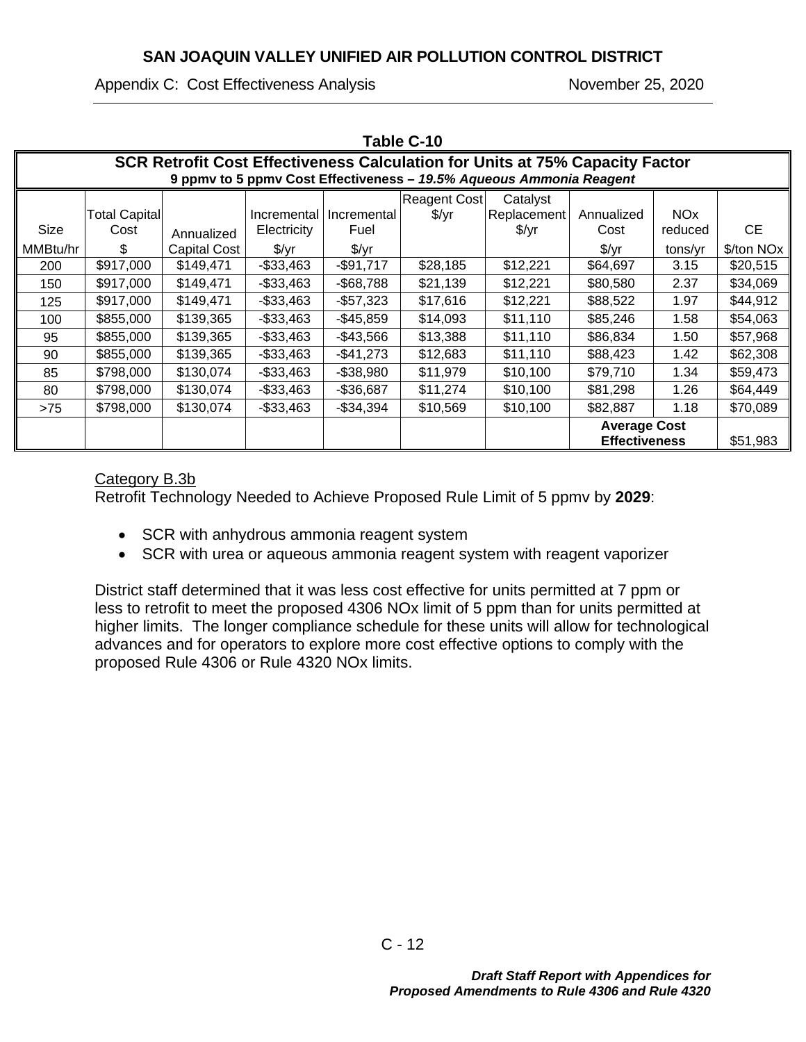**Table C-10**

| **SCR Retrofit Cost Effectiveness Calculation for Units at 75% Capacity Factor** | | | | | | | | | |
|---|---|---|---|---|---|---|---|---|---|
| **9 ppmv to 5 ppmv Cost Effectiveness – *19.5% Aqueous Ammonia Reagent*** | | | | | | | | | |
| Size MMBtu/hr | Total Capital Cost $ | Annualized Capital Cost | Incremental Electricity $/yr | Incremental Fuel $/yr | Reagent Cost $/yr | Catalyst Replacement $/yr | Annualized Cost $/yr | NOx reduced tons/yr | CE $/ton NOx |
| 200 | $917,000 | $149,471 | -$33,463 | -$91,717 | $28,185 | $12,221 | $64,697 | 3.15 | $20,515 |
| 150 | $917,000 | $149,471 | -$33,463 | -$68,788 | $21,139 | $12,221 | $80,580 | 2.37 | $34,069 |
| 125 | $917,000 | $149,471 | -$33,463 | -$57,323 | $17,616 | $12,221 | $88,522 | 1.97 | $44,912 |
| 100 | $855,000 | $139,365 | -$33,463 | -$45,859 | $14,093 | $11,110 | $85,246 | 1.58 | $54,063 |
| 95 | $855,000 | $139,365 | -$33,463 | -$43,566 | $13,388 | $11,110 | $86,834 | 1.50 | $57,968 |
| 90 | $855,000 | $139,365 | -$33,463 | -$41,273 | $12,683 | $11,110 | $88,423 | 1.42 | $62,308 |
| 85 | $798,000 | $130,074 | -$33,463 | -$38,980 | $11,979 | $10,100 | $79,710 | 1.34 | $59,473 |
| 80 | $798,000 | $130,074 | -$33,463 | -$36,687 | $11,274 | $10,100 | $81,298 | 1.26 | $64,449 |
| >75 | $798,000 | $130,074 | -$33,463 | -$34,394 | $10,569 | $10,100 | $82,887 | 1.18 | $70,089 |
| | | | | | | | **Average Cost Effectiveness** | | $51,983 |

Category B.3b

Retrofit Technology Needed to Achieve Proposed Rule Limit of 5 ppmv by **2029**:

- SCR with anhydrous ammonia reagent system
- SCR with urea or aqueous ammonia reagent system with reagent vaporizer

District staff determined that it was less cost effective for units permitted at 7 ppm or less to retrofit to meet the proposed 4306 NOx limit of 5 ppm than for units permitted at higher limits. The longer compliance schedule for these units will allow for technological advances and for operators to explore more cost effective options to comply with the proposed Rule 4306 or Rule 4320 NOx limits.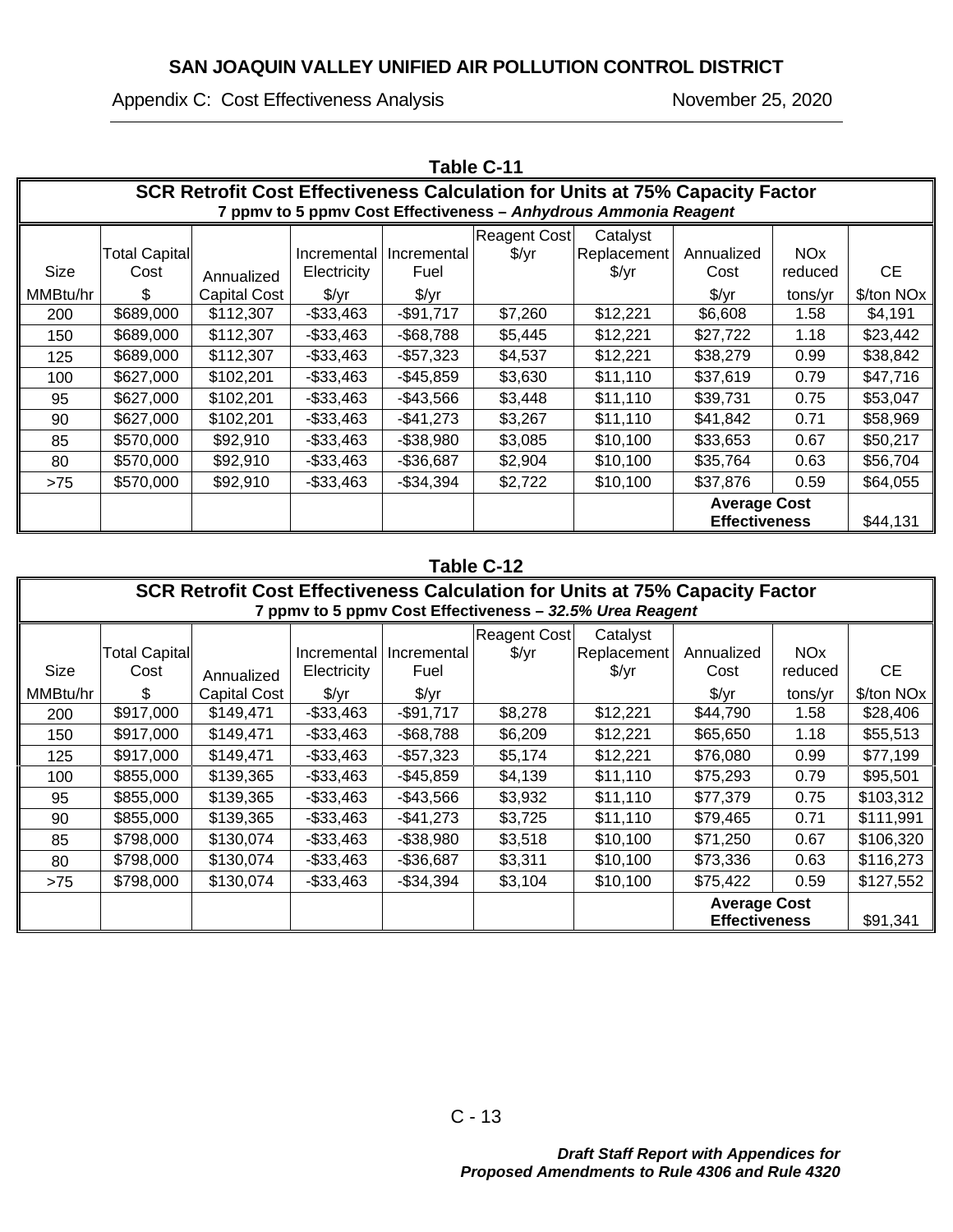**Table C-11**

**SCR Retrofit Cost Effectiveness Calculation for Units at 75% Capacity Factor**
**7 ppmv to 5 ppmv Cost Effectiveness – *Anhydrous Ammonia Reagent***

| Size MMBtu/hr | Total Capital Cost $ | Annualized Capital Cost | Incremental Electricity $/yr | Incremental Fuel $/yr | Reagent Cost $/yr | Catalyst Replacement $/yr | Annualized Cost $/yr | NOx reduced tons/yr | CE $/ton NOx |
|---|---|---|---|---|---|---|---|---|---|
| 200 | $689,000 | $112,307 | -$33,463 | -$91,717 | $7,260 | $12,221 | $6,608 | 1.58 | $4,191 |
| 150 | $689,000 | $112,307 | -$33,463 | -$68,788 | $5,445 | $12,221 | $27,722 | 1.18 | $23,442 |
| 125 | $689,000 | $112,307 | -$33,463 | -$57,323 | $4,537 | $12,221 | $38,279 | 0.99 | $38,842 |
| 100 | $627,000 | $102,201 | -$33,463 | -$45,859 | $3,630 | $11,110 | $37,619 | 0.79 | $47,716 |
| 95 | $627,000 | $102,201 | -$33,463 | -$43,566 | $3,448 | $11,110 | $39,731 | 0.75 | $53,047 |
| 90 | $627,000 | $102,201 | -$33,463 | -$41,273 | $3,267 | $11,110 | $41,842 | 0.71 | $58,969 |
| 85 | $570,000 | $92,910 | -$33,463 | -$38,980 | $3,085 | $10,100 | $33,653 | 0.67 | $50,217 |
| 80 | $570,000 | $92,910 | -$33,463 | -$36,687 | $2,904 | $10,100 | $35,764 | 0.63 | $56,704 |
| >75 | $570,000 | $92,910 | -$33,463 | -$34,394 | $2,722 | $10,100 | $37,876 | 0.59 | $64,055 |
| | | | | | | | **Average Cost Effectiveness** | | $44,131 |

**Table C-12**

**SCR Retrofit Cost Effectiveness Calculation for Units at 75% Capacity Factor**
**7 ppmv to 5 ppmv Cost Effectiveness – *32.5% Urea Reagent***

| Size MMBtu/hr | Total Capital Cost $ | Annualized Capital Cost | Incremental Electricity $/yr | Incremental Fuel $/yr | Reagent Cost $/yr | Catalyst Replacement $/yr | Annualized Cost $/yr | NOx reduced tons/yr | CE $/ton NOx |
|---|---|---|---|---|---|---|---|---|---|
| 200 | $917,000 | $149,471 | -$33,463 | -$91,717 | $8,278 | $12,221 | $44,790 | 1.58 | $28,406 |
| 150 | $917,000 | $149,471 | -$33,463 | -$68,788 | $6,209 | $12,221 | $65,650 | 1.18 | $55,513 |
| 125 | $917,000 | $149,471 | -$33,463 | -$57,323 | $5,174 | $12,221 | $76,080 | 0.99 | $77,199 |
| 100 | $855,000 | $139,365 | -$33,463 | -$45,859 | $4,139 | $11,110 | $75,293 | 0.79 | $95,501 |
| 95 | $855,000 | $139,365 | -$33,463 | -$43,566 | $3,932 | $11,110 | $77,379 | 0.75 | $103,312 |
| 90 | $855,000 | $139,365 | -$33,463 | -$41,273 | $3,725 | $11,110 | $79,465 | 0.71 | $111,991 |
| 85 | $798,000 | $130,074 | -$33,463 | -$38,980 | $3,518 | $10,100 | $71,250 | 0.67 | $106,320 |
| 80 | $798,000 | $130,074 | -$33,463 | -$36,687 | $3,311 | $10,100 | $73,336 | 0.63 | $116,273 |
| >75 | $798,000 | $130,074 | -$33,463 | -$34,394 | $3,104 | $10,100 | $75,422 | 0.59 | $127,552 |
| | | | | | | | **Average Cost Effectiveness** | | $91,341 |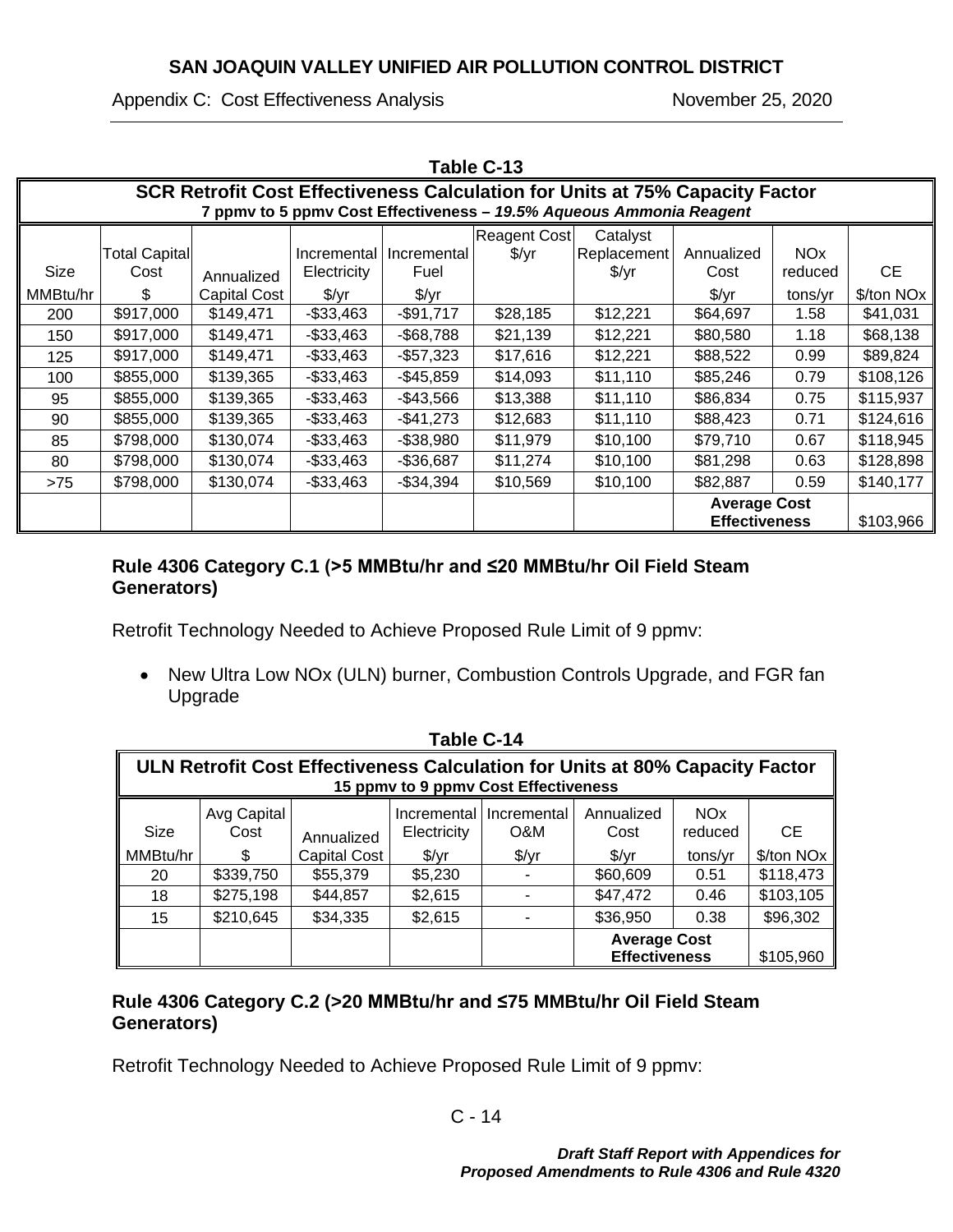**Table C-13**

| SCR Retrofit Cost Effectiveness Calculation for Units at 75% Capacity Factor<br>7 ppmv to 5 ppmv Cost Effectiveness – *19.5% Aqueous Ammonia Reagent* | | | | | | | | | |
|---|---|---|---|---|---|---|---|---|---|
| Size<br>MMBtu/hr | Total Capital Cost<br>$ | Annualized Capital Cost | Incremental Electricity<br>$/yr | Incremental Fuel<br>$/yr | Reagent Cost $/yr | Catalyst Replacement $/yr | Annualized Cost<br>$/yr | NOx reduced<br>tons/yr | CE<br>$/ton NOx |
| 200 | $917,000 | $149,471 | -$33,463 | -$91,717 | $28,185 | $12,221 | $64,697 | 1.58 | $41,031 |
| 150 | $917,000 | $149,471 | -$33,463 | -$68,788 | $21,139 | $12,221 | $80,580 | 1.18 | $68,138 |
| 125 | $917,000 | $149,471 | -$33,463 | -$57,323 | $17,616 | $12,221 | $88,522 | 0.99 | $89,824 |
| 100 | $855,000 | $139,365 | -$33,463 | -$45,859 | $14,093 | $11,110 | $85,246 | 0.79 | $108,126 |
| 95 | $855,000 | $139,365 | -$33,463 | -$43,566 | $13,388 | $11,110 | $86,834 | 0.75 | $115,937 |
| 90 | $855,000 | $139,365 | -$33,463 | -$41,273 | $12,683 | $11,110 | $88,423 | 0.71 | $124,616 |
| 85 | $798,000 | $130,074 | -$33,463 | -$38,980 | $11,979 | $10,100 | $79,710 | 0.67 | $118,945 |
| 80 | $798,000 | $130,074 | -$33,463 | -$36,687 | $11,274 | $10,100 | $81,298 | 0.63 | $128,898 |
| >75 | $798,000 | $130,074 | -$33,463 | -$34,394 | $10,569 | $10,100 | $82,887 | 0.59 | $140,177 |
| | | | | | | | **Average Cost Effectiveness** | | $103,966 |

**Rule 4306 Category C.1 (>5 MMBtu/hr and ≤20 MMBtu/hr Oil Field Steam Generators)**

Retrofit Technology Needed to Achieve Proposed Rule Limit of 9 ppmv:

- New Ultra Low NOx (ULN) burner, Combustion Controls Upgrade, and FGR fan Upgrade

**Table C-14**

| ULN Retrofit Cost Effectiveness Calculation for Units at 80% Capacity Factor<br>15 ppmv to 9 ppmv Cost Effectiveness | | | | | | | |
|---|---|---|---|---|---|---|---|
| Size<br>MMBtu/hr | Avg Capital Cost<br>$ | Annualized Capital Cost | Incremental Electricity<br>$/yr | Incremental O&M<br>$/yr | Annualized Cost<br>$/yr | NOx reduced<br>tons/yr | CE<br>$/ton NOx |
| 20 | $339,750 | $55,379 | $5,230 | - | $60,609 | 0.51 | $118,473 |
| 18 | $275,198 | $44,857 | $2,615 | - | $47,472 | 0.46 | $103,105 |
| 15 | $210,645 | $34,335 | $2,615 | - | $36,950 | 0.38 | $96,302 |
| | | | | | **Average Cost Effectiveness** | | $105,960 |

**Rule 4306 Category C.2 (>20 MMBtu/hr and ≤75 MMBtu/hr Oil Field Steam Generators)**

Retrofit Technology Needed to Achieve Proposed Rule Limit of 9 ppmv: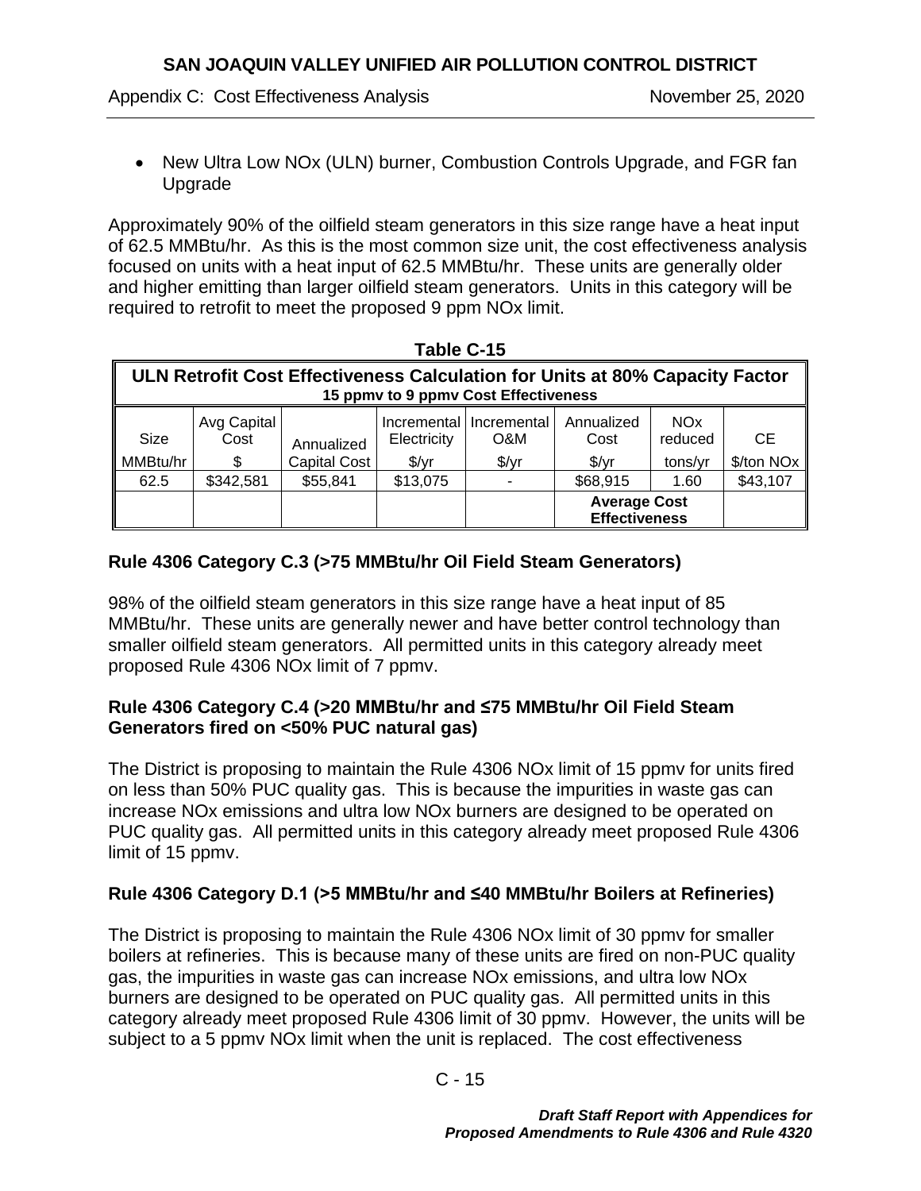- New Ultra Low NOx (ULN) burner, Combustion Controls Upgrade, and FGR fan Upgrade

Approximately 90% of the oilfield steam generators in this size range have a heat input of 62.5 MMBtu/hr. As this is the most common size unit, the cost effectiveness analysis focused on units with a heat input of 62.5 MMBtu/hr. These units are generally older and higher emitting than larger oilfield steam generators. Units in this category will be required to retrofit to meet the proposed 9 ppm NOx limit.

**Table C-15**

| ULN Retrofit Cost Effectiveness Calculation for Units at 80% Capacity Factor 15 ppmv to 9 ppmv Cost Effectiveness | | | | | | | |
|---|---|---|---|---|---|---|---|
| Size MMBtu/hr | Avg Capital Cost $ | Annualized Capital Cost | Incremental Electricity $/yr | Incremental O&M $/yr | Annualized Cost $/yr | NOx reduced tons/yr | CE $/ton NOx |
| 62.5 | $342,581 | $55,841 | $13,075 | - | $68,915 | 1.60 | $43,107 |
| | | | | | Average Cost Effectiveness | | |

## Rule 4306 Category C.3 (>75 MMBtu/hr Oil Field Steam Generators)

98% of the oilfield steam generators in this size range have a heat input of 85 MMBtu/hr. These units are generally newer and have better control technology than smaller oilfield steam generators. All permitted units in this category already meet proposed Rule 4306 NOx limit of 7 ppmv.

## Rule 4306 Category C.4 (>20 MMBtu/hr and ≤75 MMBtu/hr Oil Field Steam Generators fired on <50% PUC natural gas)

The District is proposing to maintain the Rule 4306 NOx limit of 15 ppmv for units fired on less than 50% PUC quality gas. This is because the impurities in waste gas can increase NOx emissions and ultra low NOx burners are designed to be operated on PUC quality gas. All permitted units in this category already meet proposed Rule 4306 limit of 15 ppmv.

## Rule 4306 Category D.1 (>5 MMBtu/hr and ≤40 MMBtu/hr Boilers at Refineries)

The District is proposing to maintain the Rule 4306 NOx limit of 30 ppmv for smaller boilers at refineries. This is because many of these units are fired on non-PUC quality gas, the impurities in waste gas can increase NOx emissions, and ultra low NOx burners are designed to be operated on PUC quality gas. All permitted units in this category already meet proposed Rule 4306 limit of 30 ppmv. However, the units will be subject to a 5 ppmv NOx limit when the unit is replaced. The cost effectiveness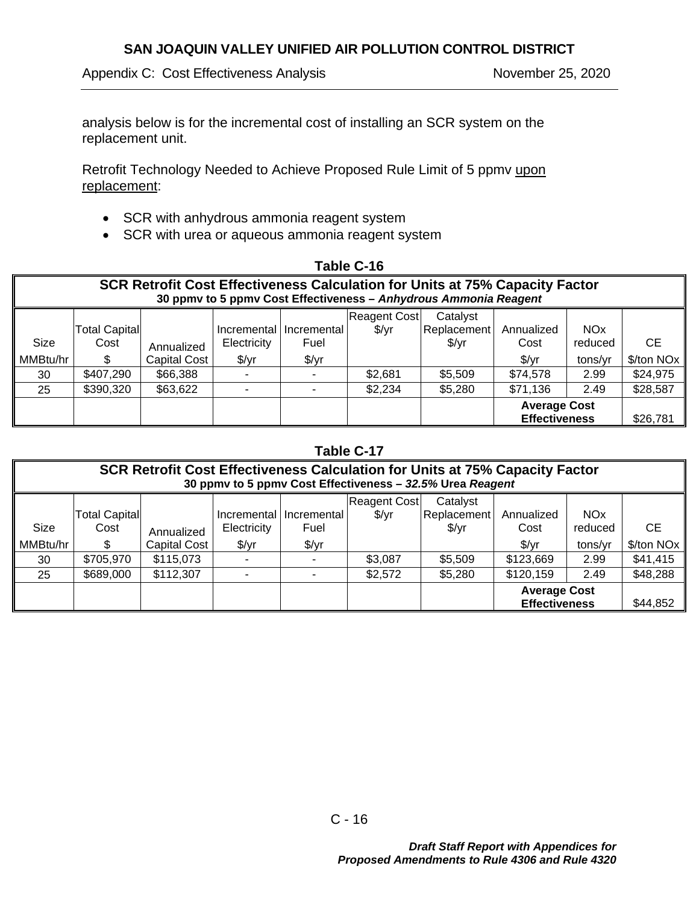analysis below is for the incremental cost of installing an SCR system on the replacement unit.

Retrofit Technology Needed to Achieve Proposed Rule Limit of 5 ppmv upon replacement:

- SCR with anhydrous ammonia reagent system
- SCR with urea or aqueous ammonia reagent system

**Table C-16**

**SCR Retrofit Cost Effectiveness Calculation for Units at 75% Capacity Factor**
**30 ppmv to 5 ppmv Cost Effectiveness – *Anhydrous Ammonia Reagent***

| Size MMBtu/hr | Total Capital Cost $ | Annualized Capital Cost | Incremental Electricity $/yr | Incremental Fuel $/yr | Reagent Cost $/yr | Catalyst Replacement $/yr | Annualized Cost $/yr | NOx reduced tons/yr | CE $/ton NOx |
|---|---|---|---|---|---|---|---|---|---|
| 30 | $407,290 | $66,388 | - | - | $2,681 | $5,509 | $74,578 | 2.99 | $24,975 |
| 25 | $390,320 | $63,622 | - | - | $2,234 | $5,280 | $71,136 | 2.49 | $28,587 |
| | | | | | | | **Average Cost Effectiveness** | | $26,781 |

**Table C-17**

**SCR Retrofit Cost Effectiveness Calculation for Units at 75% Capacity Factor**
**30 ppmv to 5 ppmv Cost Effectiveness – *32.5%* Urea *Reagent***

| Size MMBtu/hr | Total Capital Cost $ | Annualized Capital Cost | Incremental Electricity $/yr | Incremental Fuel $/yr | Reagent Cost $/yr | Catalyst Replacement $/yr | Annualized Cost $/yr | NOx reduced tons/yr | CE $/ton NOx |
|---|---|---|---|---|---|---|---|---|---|
| 30 | $705,970 | $115,073 | - | - | $3,087 | $5,509 | $123,669 | 2.99 | $41,415 |
| 25 | $689,000 | $112,307 | - | - | $2,572 | $5,280 | $120,159 | 2.49 | $48,288 |
| | | | | | | | **Average Cost Effectiveness** | | $44,852 |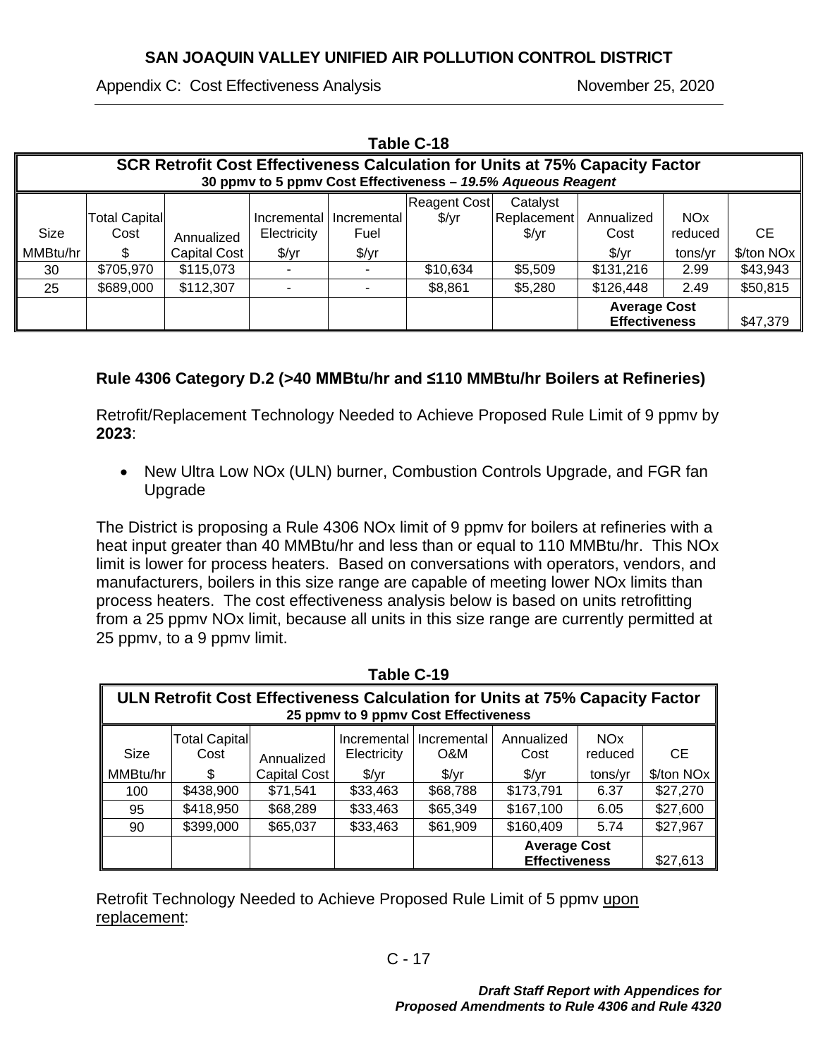**Table C-18**

| SCR Retrofit Cost Effectiveness Calculation for Units at 75% Capacity Factor 30 ppmv to 5 ppmv Cost Effectiveness – *19.5% Aqueous Reagent* | | | | | | | | | |
|---|---|---|---|---|---|---|---|---|---|
| Size MMBtu/hr | Total Capital Cost $ | Annualized Capital Cost | Incremental Electricity $/yr | Incremental Fuel $/yr | Reagent Cost $/yr | Catalyst Replacement $/yr | Annualized Cost $/yr | NOx reduced tons/yr | CE $/ton NOx |
| 30 | $705,970 | $115,073 | - | - | $10,634 | $5,509 | $131,216 | 2.99 | $43,943 |
| 25 | $689,000 | $112,307 | - | - | $8,861 | $5,280 | $126,448 | 2.49 | $50,815 |
| | | | | | | | **Average Cost Effectiveness** | | $47,379 |

**Rule 4306 Category D.2 (>40 MMBtu/hr and ≤110 MMBtu/hr Boilers at Refineries)**

Retrofit/Replacement Technology Needed to Achieve Proposed Rule Limit of 9 ppmv by **2023**:

- New Ultra Low NOx (ULN) burner, Combustion Controls Upgrade, and FGR fan Upgrade

The District is proposing a Rule 4306 NOx limit of 9 ppmv for boilers at refineries with a heat input greater than 40 MMBtu/hr and less than or equal to 110 MMBtu/hr. This NOx limit is lower for process heaters. Based on conversations with operators, vendors, and manufacturers, boilers in this size range are capable of meeting lower NOx limits than process heaters. The cost effectiveness analysis below is based on units retrofitting from a 25 ppmv NOx limit, because all units in this size range are currently permitted at 25 ppmv, to a 9 ppmv limit.

**Table C-19**

| ULN Retrofit Cost Effectiveness Calculation for Units at 75% Capacity Factor 25 ppmv to 9 ppmv Cost Effectiveness | | | | | | | |
|---|---|---|---|---|---|---|---|
| Size MMBtu/hr | Total Capital Cost $ | Annualized Capital Cost | Incremental Electricity $/yr | Incremental O&M $/yr | Annualized Cost $/yr | NOx reduced tons/yr | CE $/ton NOx |
| 100 | $438,900 | $71,541 | $33,463 | $68,788 | $173,791 | 6.37 | $27,270 |
| 95 | $418,950 | $68,289 | $33,463 | $65,349 | $167,100 | 6.05 | $27,600 |
| 90 | $399,000 | $65,037 | $33,463 | $61,909 | $160,409 | 5.74 | $27,967 |
| | | | | | **Average Cost Effectiveness** | | $27,613 |

Retrofit Technology Needed to Achieve Proposed Rule Limit of 5 ppmv upon replacement: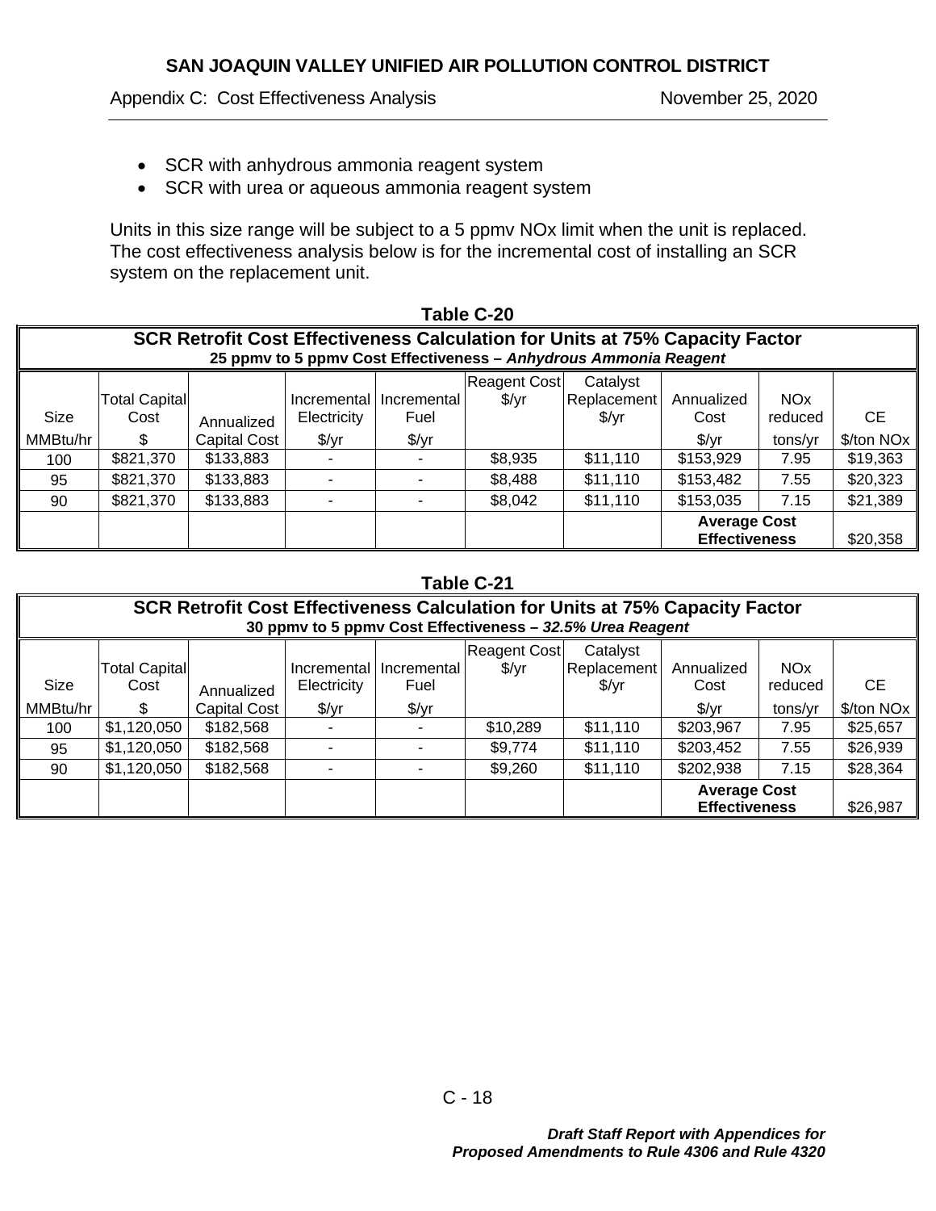- SCR with anhydrous ammonia reagent system
- SCR with urea or aqueous ammonia reagent system

Units in this size range will be subject to a 5 ppmv NOx limit when the unit is replaced. The cost effectiveness analysis below is for the incremental cost of installing an SCR system on the replacement unit.

**Table C-20**

**SCR Retrofit Cost Effectiveness Calculation for Units at 75% Capacity Factor**
**25 ppmv to 5 ppmv Cost Effectiveness – *Anhydrous Ammonia Reagent***

| Size MMBtu/hr | Total Capital Cost $ | Annualized Capital Cost | Incremental Electricity $/yr | Incremental Fuel $/yr | Reagent Cost $/yr | Catalyst Replacement $/yr | Annualized Cost $/yr | NOx reduced tons/yr | CE $/ton NOx |
|---|---|---|---|---|---|---|---|---|---|
| 100 | $821,370 | $133,883 | - | - | $8,935 | $11,110 | $153,929 | 7.95 | $19,363 |
| 95 | $821,370 | $133,883 | - | - | $8,488 | $11,110 | $153,482 | 7.55 | $20,323 |
| 90 | $821,370 | $133,883 | - | - | $8,042 | $11,110 | $153,035 | 7.15 | $21,389 |
| | | | | | | | **Average Cost Effectiveness** | | $20,358 |

**Table C-21**

**SCR Retrofit Cost Effectiveness Calculation for Units at 75% Capacity Factor**
**30 ppmv to 5 ppmv Cost Effectiveness – *32.5% Urea Reagent***

| Size MMBtu/hr | Total Capital Cost $ | Annualized Capital Cost | Incremental Electricity $/yr | Incremental Fuel $/yr | Reagent Cost $/yr | Catalyst Replacement $/yr | Annualized Cost $/yr | NOx reduced tons/yr | CE $/ton NOx |
|---|---|---|---|---|---|---|---|---|---|
| 100 | $1,120,050 | $182,568 | - | - | $10,289 | $11,110 | $203,967 | 7.95 | $25,657 |
| 95 | $1,120,050 | $182,568 | - | - | $9,774 | $11,110 | $203,452 | 7.55 | $26,939 |
| 90 | $1,120,050 | $182,568 | - | - | $9,260 | $11,110 | $202,938 | 7.15 | $28,364 |
| | | | | | | | **Average Cost Effectiveness** | | $26,987 |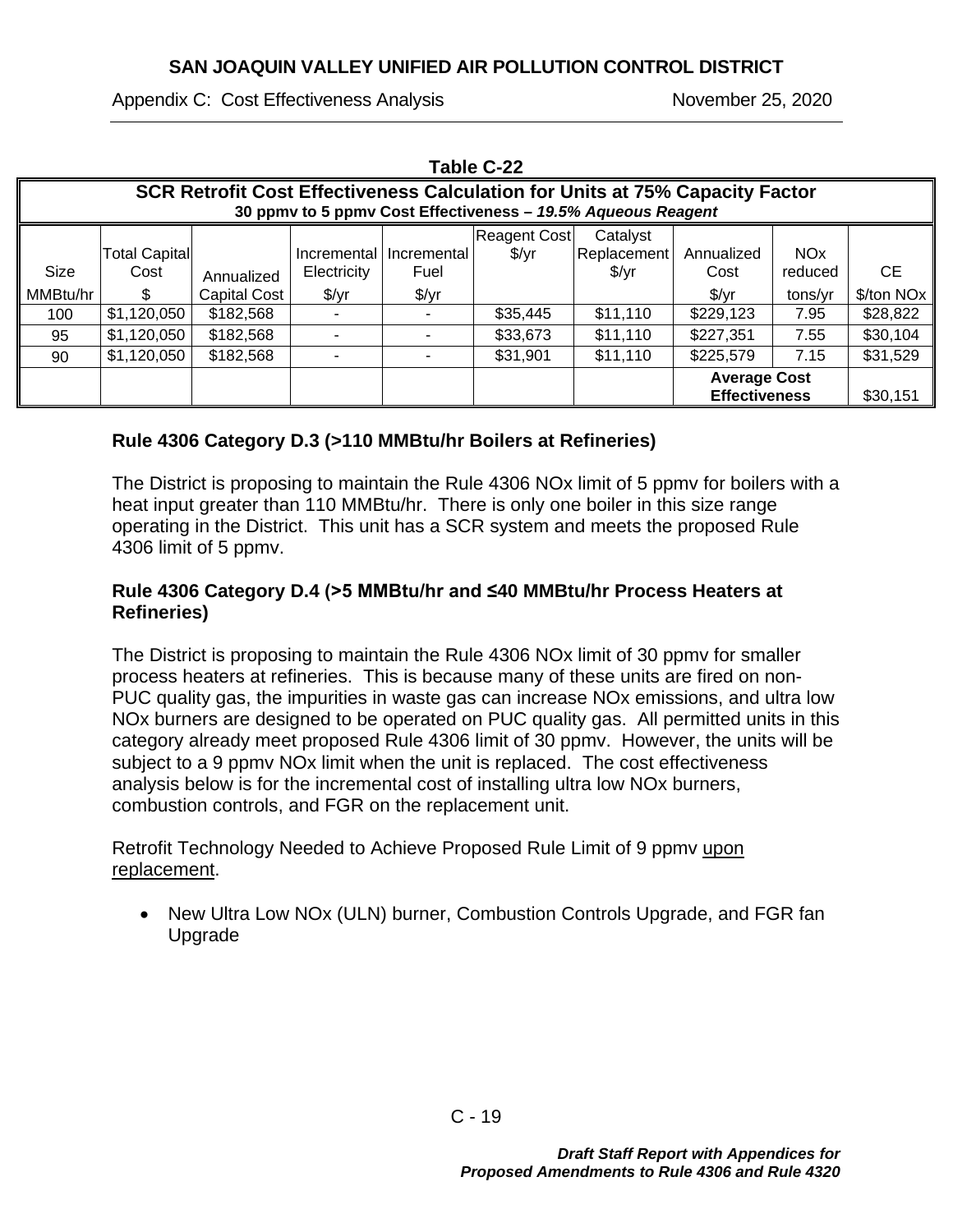**Table C-22**

| SCR Retrofit Cost Effectiveness Calculation for Units at 75% Capacity Factor 30 ppmv to 5 ppmv Cost Effectiveness – *19.5% Aqueous Reagent* | | | | | | | | | |
|---|---|---|---|---|---|---|---|---|---|
| Size MMBtu/hr | Total Capital Cost $ | Annualized Capital Cost | Incremental Electricity $/yr | Incremental Fuel $/yr | Reagent Cost $/yr | Catalyst Replacement $/yr | Annualized Cost $/yr | NOx reduced tons/yr | CE $/ton NOx |
| 100 | $1,120,050 | $182,568 | - | - | $35,445 | $11,110 | $229,123 | 7.95 | $28,822 |
| 95 | $1,120,050 | $182,568 | - | - | $33,673 | $11,110 | $227,351 | 7.55 | $30,104 |
| 90 | $1,120,050 | $182,568 | - | - | $31,901 | $11,110 | $225,579 | 7.15 | $31,529 |
| | | | | | | | **Average Cost Effectiveness** | | $30,151 |

### Rule 4306 Category D.3 (>110 MMBtu/hr Boilers at Refineries)

The District is proposing to maintain the Rule 4306 NOx limit of 5 ppmv for boilers with a heat input greater than 110 MMBtu/hr. There is only one boiler in this size range operating in the District. This unit has a SCR system and meets the proposed Rule 4306 limit of 5 ppmv.

### Rule 4306 Category D.4 (>5 MMBtu/hr and ≤40 MMBtu/hr Process Heaters at Refineries)

The District is proposing to maintain the Rule 4306 NOx limit of 30 ppmv for smaller process heaters at refineries. This is because many of these units are fired on non-PUC quality gas, the impurities in waste gas can increase NOx emissions, and ultra low NOx burners are designed to be operated on PUC quality gas. All permitted units in this category already meet proposed Rule 4306 limit of 30 ppmv. However, the units will be subject to a 9 ppmv NOx limit when the unit is replaced. The cost effectiveness analysis below is for the incremental cost of installing ultra low NOx burners, combustion controls, and FGR on the replacement unit.

Retrofit Technology Needed to Achieve Proposed Rule Limit of 9 ppmv upon replacement.

- New Ultra Low NOx (ULN) burner, Combustion Controls Upgrade, and FGR fan Upgrade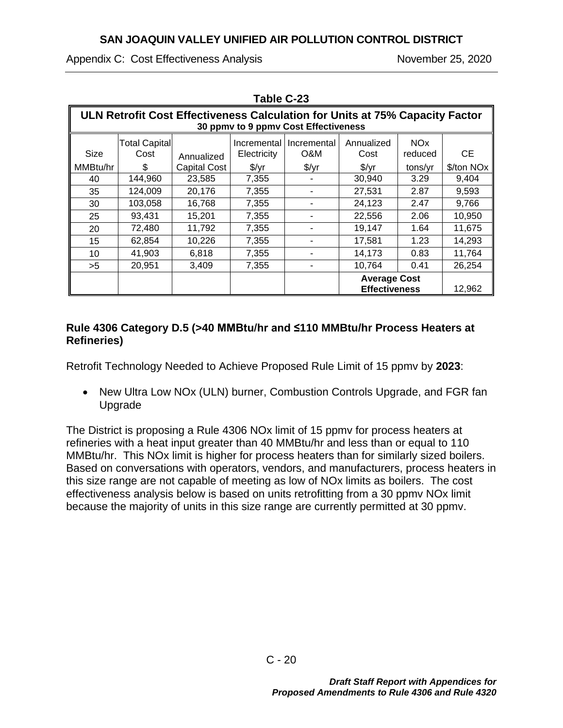**Table C-23**

| ULN Retrofit Cost Effectiveness Calculation for Units at 75% Capacity Factor 30 ppmv to 9 ppmv Cost Effectiveness | | | | | | | |
|---|---|---|---|---|---|---|---|
| Size | Total Capital Cost | Annualized | Incremental Electricity | Incremental O&M | Annualized Cost | NOx reduced | CE |
| MMBtu/hr | $ | Capital Cost | $/yr | $/yr | $/yr | tons/yr | $/ton NOx |
| 40 | 144,960 | 23,585 | 7,355 | - | 30,940 | 3.29 | 9,404 |
| 35 | 124,009 | 20,176 | 7,355 | - | 27,531 | 2.87 | 9,593 |
| 30 | 103,058 | 16,768 | 7,355 | - | 24,123 | 2.47 | 9,766 |
| 25 | 93,431 | 15,201 | 7,355 | - | 22,556 | 2.06 | 10,950 |
| 20 | 72,480 | 11,792 | 7,355 | - | 19,147 | 1.64 | 11,675 |
| 15 | 62,854 | 10,226 | 7,355 | - | 17,581 | 1.23 | 14,293 |
| 10 | 41,903 | 6,818 | 7,355 | - | 14,173 | 0.83 | 11,764 |
| >5 | 20,951 | 3,409 | 7,355 | - | 10,764 | 0.41 | 26,254 |
| | | | | | Average Cost Effectiveness | | 12,962 |

**Rule 4306 Category D.5 (>40 MMBtu/hr and ≤110 MMBtu/hr Process Heaters at Refineries)**

Retrofit Technology Needed to Achieve Proposed Rule Limit of 15 ppmv by **2023**:

- New Ultra Low NOx (ULN) burner, Combustion Controls Upgrade, and FGR fan Upgrade

The District is proposing a Rule 4306 NOx limit of 15 ppmv for process heaters at refineries with a heat input greater than 40 MMBtu/hr and less than or equal to 110 MMBtu/hr. This NOx limit is higher for process heaters than for similarly sized boilers. Based on conversations with operators, vendors, and manufacturers, process heaters in this size range are not capable of meeting as low of NOx limits as boilers. The cost effectiveness analysis below is based on units retrofitting from a 30 ppmv NOx limit because the majority of units in this size range are currently permitted at 30 ppmv.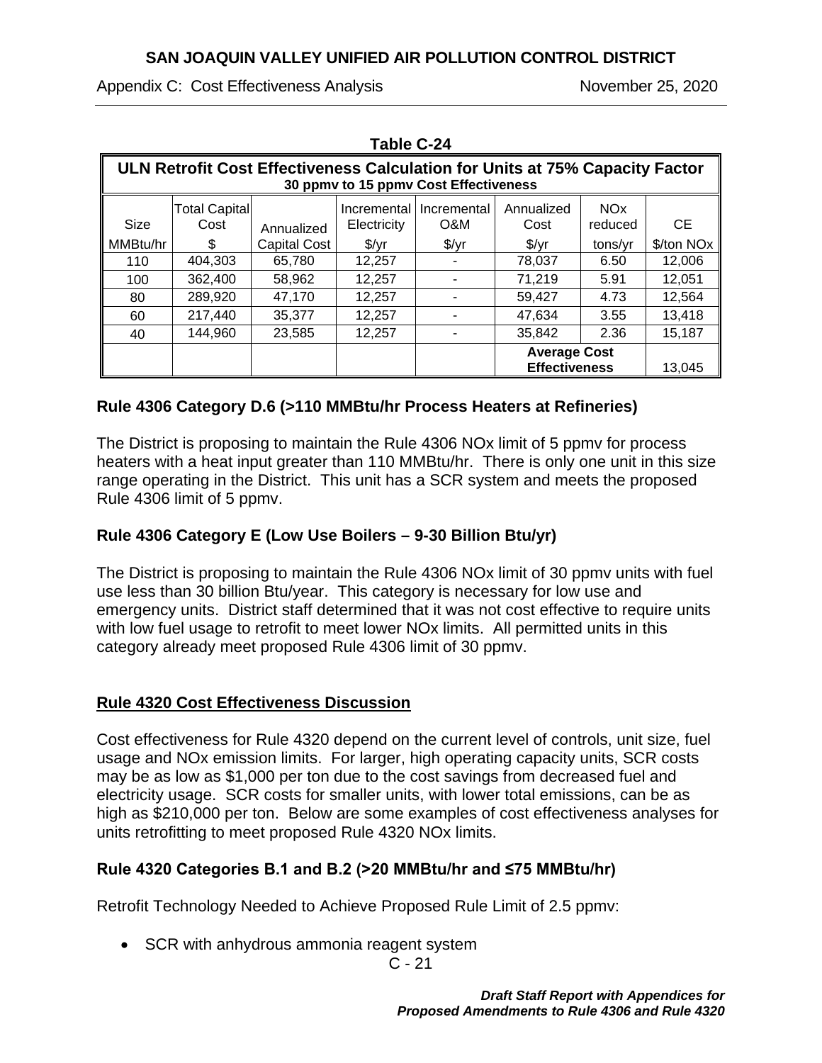**Table C-24**

| ULN Retrofit Cost Effectiveness Calculation for Units at 75% Capacity Factor 30 ppmv to 15 ppmv Cost Effectiveness | | | | | | | |
|---|---|---|---|---|---|---|---|
| Size | Total Capital Cost | Annualized | Incremental Electricity | Incremental O&M | Annualized Cost | NOx reduced | CE |
| MMBtu/hr | $ | Capital Cost | $/yr | $/yr | $/yr | tons/yr | $/ton NOx |
| 110 | 404,303 | 65,780 | 12,257 | - | 78,037 | 6.50 | 12,006 |
| 100 | 362,400 | 58,962 | 12,257 | - | 71,219 | 5.91 | 12,051 |
| 80 | 289,920 | 47,170 | 12,257 | - | 59,427 | 4.73 | 12,564 |
| 60 | 217,440 | 35,377 | 12,257 | - | 47,634 | 3.55 | 13,418 |
| 40 | 144,960 | 23,585 | 12,257 | - | 35,842 | 2.36 | 15,187 |
| | | | | | Average Cost Effectiveness | | 13,045 |

### Rule 4306 Category D.6 (>110 MMBtu/hr Process Heaters at Refineries)

The District is proposing to maintain the Rule 4306 NOx limit of 5 ppmv for process heaters with a heat input greater than 110 MMBtu/hr. There is only one unit in this size range operating in the District. This unit has a SCR system and meets the proposed Rule 4306 limit of 5 ppmv.

### Rule 4306 Category E (Low Use Boilers – 9-30 Billion Btu/yr)

The District is proposing to maintain the Rule 4306 NOx limit of 30 ppmv units with fuel use less than 30 billion Btu/year. This category is necessary for low use and emergency units. District staff determined that it was not cost effective to require units with low fuel usage to retrofit to meet lower NOx limits. All permitted units in this category already meet proposed Rule 4306 limit of 30 ppmv.

## Rule 4320 Cost Effectiveness Discussion

Cost effectiveness for Rule 4320 depend on the current level of controls, unit size, fuel usage and NOx emission limits. For larger, high operating capacity units, SCR costs may be as low as $1,000 per ton due to the cost savings from decreased fuel and electricity usage. SCR costs for smaller units, with lower total emissions, can be as high as $210,000 per ton. Below are some examples of cost effectiveness analyses for units retrofitting to meet proposed Rule 4320 NOx limits.

### Rule 4320 Categories B.1 and B.2 (>20 MMBtu/hr and ≤75 MMBtu/hr)

Retrofit Technology Needed to Achieve Proposed Rule Limit of 2.5 ppmv:

- SCR with anhydrous ammonia reagent system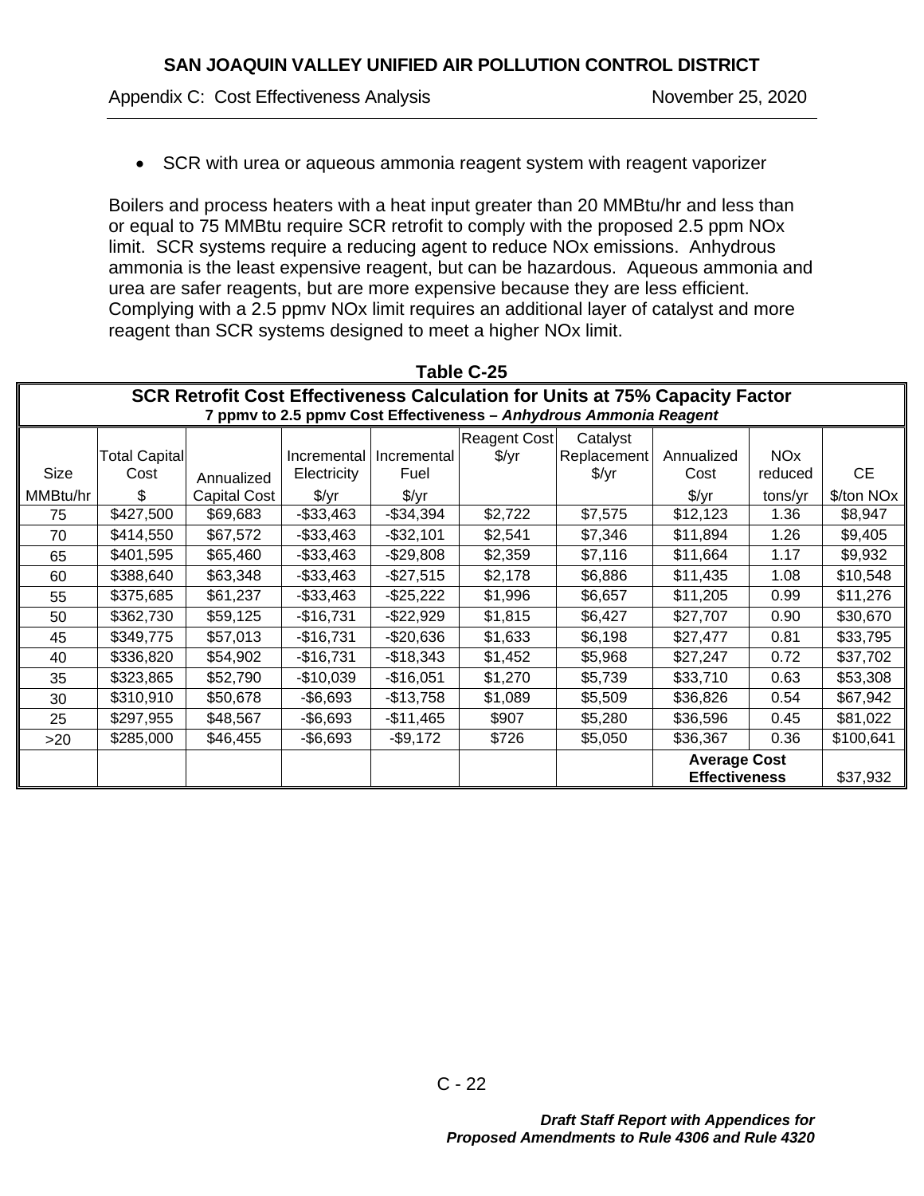- SCR with urea or aqueous ammonia reagent system with reagent vaporizer

Boilers and process heaters with a heat input greater than 20 MMBtu/hr and less than or equal to 75 MMBtu require SCR retrofit to comply with the proposed 2.5 ppm NOx limit. SCR systems require a reducing agent to reduce NOx emissions. Anhydrous ammonia is the least expensive reagent, but can be hazardous. Aqueous ammonia and urea are safer reagents, but are more expensive because they are less efficient. Complying with a 2.5 ppmv NOx limit requires an additional layer of catalyst and more reagent than SCR systems designed to meet a higher NOx limit.

**Table C-25**

**SCR Retrofit Cost Effectiveness Calculation for Units at 75% Capacity Factor**
**7 ppmv to 2.5 ppmv Cost Effectiveness – *Anhydrous Ammonia Reagent***

| Size MMBtu/hr | Total Capital Cost $ | Annualized Capital Cost | Incremental Electricity $/yr | Incremental Fuel $/yr | Reagent Cost $/yr | Catalyst Replacement $/yr | Annualized Cost $/yr | NOx reduced tons/yr | CE $/ton NOx |
|---|---|---|---|---|---|---|---|---|---|
| 75 | $427,500 | $69,683 | -$33,463 | -$34,394 | $2,722 | $7,575 | $12,123 | 1.36 | $8,947 |
| 70 | $414,550 | $67,572 | -$33,463 | -$32,101 | $2,541 | $7,346 | $11,894 | 1.26 | $9,405 |
| 65 | $401,595 | $65,460 | -$33,463 | -$29,808 | $2,359 | $7,116 | $11,664 | 1.17 | $9,932 |
| 60 | $388,640 | $63,348 | -$33,463 | -$27,515 | $2,178 | $6,886 | $11,435 | 1.08 | $10,548 |
| 55 | $375,685 | $61,237 | -$33,463 | -$25,222 | $1,996 | $6,657 | $11,205 | 0.99 | $11,276 |
| 50 | $362,730 | $59,125 | -$16,731 | -$22,929 | $1,815 | $6,427 | $27,707 | 0.90 | $30,670 |
| 45 | $349,775 | $57,013 | -$16,731 | -$20,636 | $1,633 | $6,198 | $27,477 | 0.81 | $33,795 |
| 40 | $336,820 | $54,902 | -$16,731 | -$18,343 | $1,452 | $5,968 | $27,247 | 0.72 | $37,702 |
| 35 | $323,865 | $52,790 | -$10,039 | -$16,051 | $1,270 | $5,739 | $33,710 | 0.63 | $53,308 |
| 30 | $310,910 | $50,678 | -$6,693 | -$13,758 | $1,089 | $5,509 | $36,826 | 0.54 | $67,942 |
| 25 | $297,955 | $48,567 | -$6,693 | -$11,465 | $907 | $5,280 | $36,596 | 0.45 | $81,022 |
| >20 | $285,000 | $46,455 | -$6,693 | -$9,172 | $726 | $5,050 | $36,367 | 0.36 | $100,641 |
| | | | | | | | **Average Cost Effectiveness** | | $37,932 |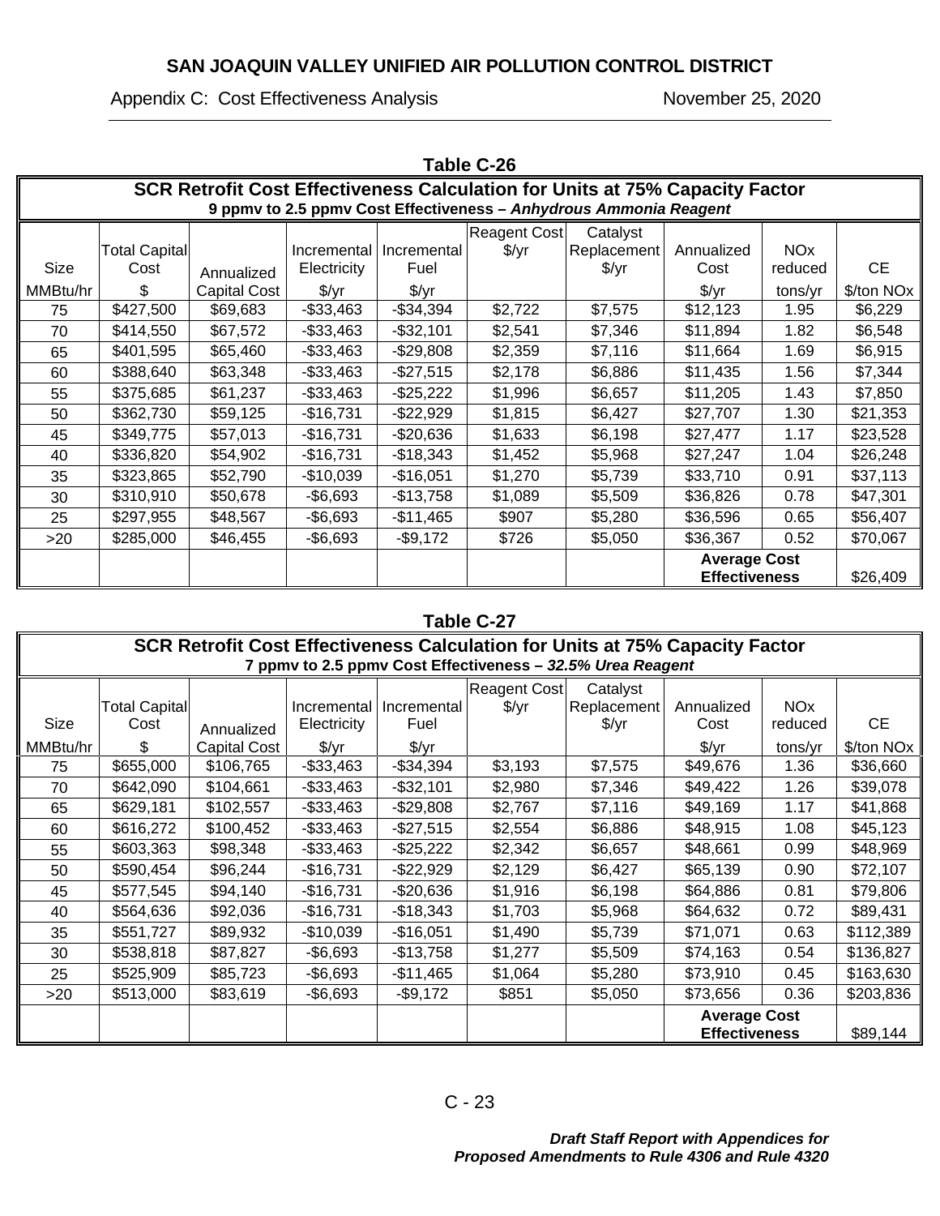**Table C-26**

**SCR Retrofit Cost Effectiveness Calculation for Units at 75% Capacity Factor**
**9 ppmv to 2.5 ppmv Cost Effectiveness – *Anhydrous Ammonia Reagent***

| Size MMBtu/hr | Total Capital Cost $ | Annualized Capital Cost | Incremental Electricity $/yr | Incremental Fuel $/yr | Reagent Cost $/yr | Catalyst Replacement $/yr | Annualized Cost $/yr | NOx reduced tons/yr | CE $/ton NOx |
|---|---|---|---|---|---|---|---|---|---|
| 75 | $427,500 | $69,683 | -$33,463 | -$34,394 | $2,722 | $7,575 | $12,123 | 1.95 | $6,229 |
| 70 | $414,550 | $67,572 | -$33,463 | -$32,101 | $2,541 | $7,346 | $11,894 | 1.82 | $6,548 |
| 65 | $401,595 | $65,460 | -$33,463 | -$29,808 | $2,359 | $7,116 | $11,664 | 1.69 | $6,915 |
| 60 | $388,640 | $63,348 | -$33,463 | -$27,515 | $2,178 | $6,886 | $11,435 | 1.56 | $7,344 |
| 55 | $375,685 | $61,237 | -$33,463 | -$25,222 | $1,996 | $6,657 | $11,205 | 1.43 | $7,850 |
| 50 | $362,730 | $59,125 | -$16,731 | -$22,929 | $1,815 | $6,427 | $27,707 | 1.30 | $21,353 |
| 45 | $349,775 | $57,013 | -$16,731 | -$20,636 | $1,633 | $6,198 | $27,477 | 1.17 | $23,528 |
| 40 | $336,820 | $54,902 | -$16,731 | -$18,343 | $1,452 | $5,968 | $27,247 | 1.04 | $26,248 |
| 35 | $323,865 | $52,790 | -$10,039 | -$16,051 | $1,270 | $5,739 | $33,710 | 0.91 | $37,113 |
| 30 | $310,910 | $50,678 | -$6,693 | -$13,758 | $1,089 | $5,509 | $36,826 | 0.78 | $47,301 |
| 25 | $297,955 | $48,567 | -$6,693 | -$11,465 | $907 | $5,280 | $36,596 | 0.65 | $56,407 |
| >20 | $285,000 | $46,455 | -$6,693 | -$9,172 | $726 | $5,050 | $36,367 | 0.52 | $70,067 |
| | | | | | | | **Average Cost Effectiveness** | | $26,409 |

**Table C-27**

**SCR Retrofit Cost Effectiveness Calculation for Units at 75% Capacity Factor**
**7 ppmv to 2.5 ppmv Cost Effectiveness – *32.5% Urea Reagent***

| Size MMBtu/hr | Total Capital Cost $ | Annualized Capital Cost | Incremental Electricity $/yr | Incremental Fuel $/yr | Reagent Cost $/yr | Catalyst Replacement $/yr | Annualized Cost $/yr | NOx reduced tons/yr | CE $/ton NOx |
|---|---|---|---|---|---|---|---|---|---|
| 75 | $655,000 | $106,765 | -$33,463 | -$34,394 | $3,193 | $7,575 | $49,676 | 1.36 | $36,660 |
| 70 | $642,090 | $104,661 | -$33,463 | -$32,101 | $2,980 | $7,346 | $49,422 | 1.26 | $39,078 |
| 65 | $629,181 | $102,557 | -$33,463 | -$29,808 | $2,767 | $7,116 | $49,169 | 1.17 | $41,868 |
| 60 | $616,272 | $100,452 | -$33,463 | -$27,515 | $2,554 | $6,886 | $48,915 | 1.08 | $45,123 |
| 55 | $603,363 | $98,348 | -$33,463 | -$25,222 | $2,342 | $6,657 | $48,661 | 0.99 | $48,969 |
| 50 | $590,454 | $96,244 | -$16,731 | -$22,929 | $2,129 | $6,427 | $65,139 | 0.90 | $72,107 |
| 45 | $577,545 | $94,140 | -$16,731 | -$20,636 | $1,916 | $6,198 | $64,886 | 0.81 | $79,806 |
| 40 | $564,636 | $92,036 | -$16,731 | -$18,343 | $1,703 | $5,968 | $64,632 | 0.72 | $89,431 |
| 35 | $551,727 | $89,932 | -$10,039 | -$16,051 | $1,490 | $5,739 | $71,071 | 0.63 | $112,389 |
| 30 | $538,818 | $87,827 | -$6,693 | -$13,758 | $1,277 | $5,509 | $74,163 | 0.54 | $136,827 |
| 25 | $525,909 | $85,723 | -$6,693 | -$11,465 | $1,064 | $5,280 | $73,910 | 0.45 | $163,630 |
| >20 | $513,000 | $83,619 | -$6,693 | -$9,172 | $851 | $5,050 | $73,656 | 0.36 | $203,836 |
| | | | | | | | **Average Cost Effectiveness** | | $89,144 |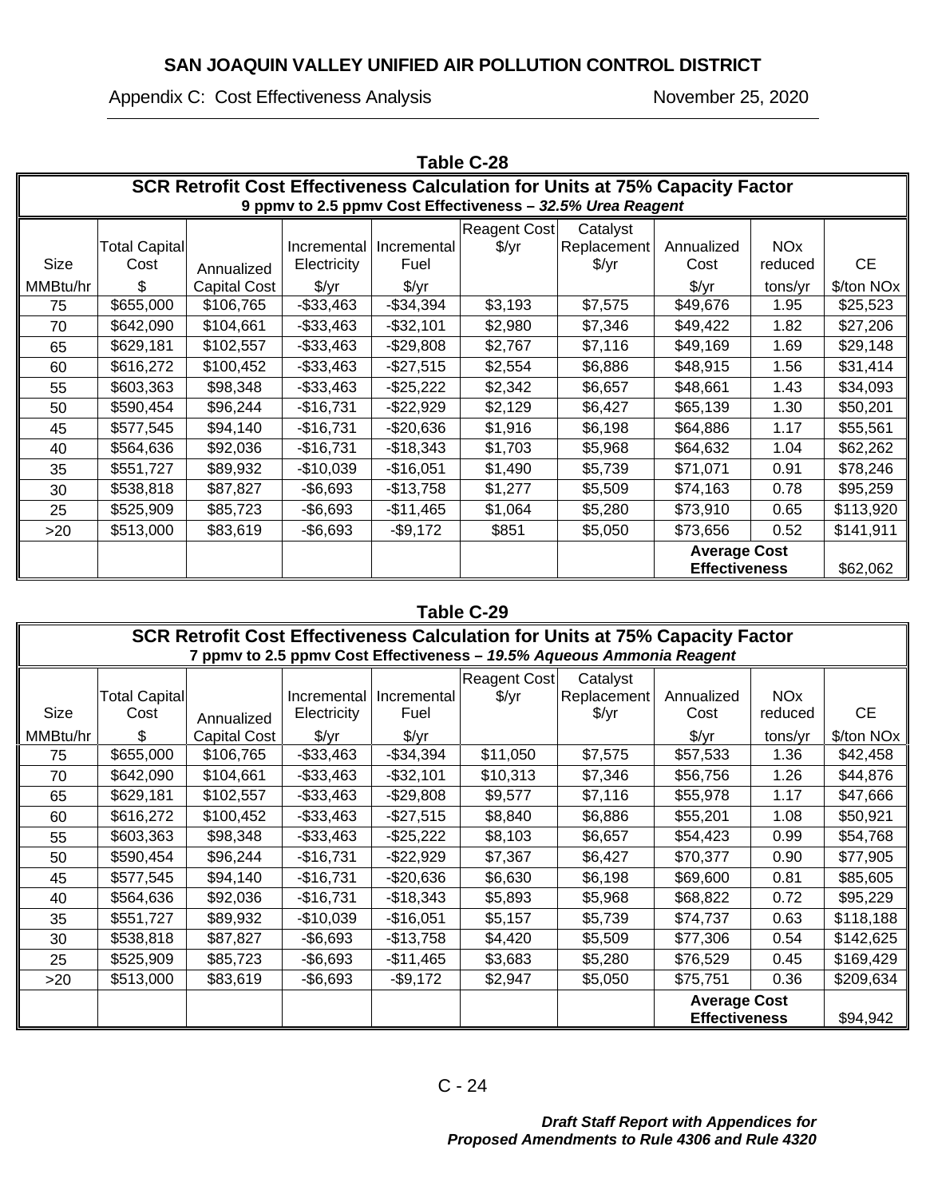## Table C-28

**SCR Retrofit Cost Effectiveness Calculation for Units at 75% Capacity Factor**
**9 ppmv to 2.5 ppmv Cost Effectiveness – *32.5% Urea Reagent***

| Size MMBtu/hr | Total Capital Cost $ | Annualized Capital Cost | Incremental Electricity $/yr | Incremental Fuel $/yr | Reagent Cost $/yr | Catalyst Replacement $/yr | Annualized Cost $/yr | NOx reduced tons/yr | CE $/ton NOx |
|---|---|---|---|---|---|---|---|---|---|
| 75 | $655,000 | $106,765 | -$33,463 | -$34,394 | $3,193 | $7,575 | $49,676 | 1.95 | $25,523 |
| 70 | $642,090 | $104,661 | -$33,463 | -$32,101 | $2,980 | $7,346 | $49,422 | 1.82 | $27,206 |
| 65 | $629,181 | $102,557 | -$33,463 | -$29,808 | $2,767 | $7,116 | $49,169 | 1.69 | $29,148 |
| 60 | $616,272 | $100,452 | -$33,463 | -$27,515 | $2,554 | $6,886 | $48,915 | 1.56 | $31,414 |
| 55 | $603,363 | $98,348 | -$33,463 | -$25,222 | $2,342 | $6,657 | $48,661 | 1.43 | $34,093 |
| 50 | $590,454 | $96,244 | -$16,731 | -$22,929 | $2,129 | $6,427 | $65,139 | 1.30 | $50,201 |
| 45 | $577,545 | $94,140 | -$16,731 | -$20,636 | $1,916 | $6,198 | $64,886 | 1.17 | $55,561 |
| 40 | $564,636 | $92,036 | -$16,731 | -$18,343 | $1,703 | $5,968 | $64,632 | 1.04 | $62,262 |
| 35 | $551,727 | $89,932 | -$10,039 | -$16,051 | $1,490 | $5,739 | $71,071 | 0.91 | $78,246 |
| 30 | $538,818 | $87,827 | -$6,693 | -$13,758 | $1,277 | $5,509 | $74,163 | 0.78 | $95,259 |
| 25 | $525,909 | $85,723 | -$6,693 | -$11,465 | $1,064 | $5,280 | $73,910 | 0.65 | $113,920 |
| >20 | $513,000 | $83,619 | -$6,693 | -$9,172 | $851 | $5,050 | $73,656 | 0.52 | $141,911 |
| | | | | | | | **Average Cost Effectiveness** | | $62,062 |

## Table C-29

**SCR Retrofit Cost Effectiveness Calculation for Units at 75% Capacity Factor**
**7 ppmv to 2.5 ppmv Cost Effectiveness – *19.5% Aqueous Ammonia Reagent***

| Size MMBtu/hr | Total Capital Cost $ | Annualized Capital Cost | Incremental Electricity $/yr | Incremental Fuel $/yr | Reagent Cost $/yr | Catalyst Replacement $/yr | Annualized Cost $/yr | NOx reduced tons/yr | CE $/ton NOx |
|---|---|---|---|---|---|---|---|---|---|
| 75 | $655,000 | $106,765 | -$33,463 | -$34,394 | $11,050 | $7,575 | $57,533 | 1.36 | $42,458 |
| 70 | $642,090 | $104,661 | -$33,463 | -$32,101 | $10,313 | $7,346 | $56,756 | 1.26 | $44,876 |
| 65 | $629,181 | $102,557 | -$33,463 | -$29,808 | $9,577 | $7,116 | $55,978 | 1.17 | $47,666 |
| 60 | $616,272 | $100,452 | -$33,463 | -$27,515 | $8,840 | $6,886 | $55,201 | 1.08 | $50,921 |
| 55 | $603,363 | $98,348 | -$33,463 | -$25,222 | $8,103 | $6,657 | $54,423 | 0.99 | $54,768 |
| 50 | $590,454 | $96,244 | -$16,731 | -$22,929 | $7,367 | $6,427 | $70,377 | 0.90 | $77,905 |
| 45 | $577,545 | $94,140 | -$16,731 | -$20,636 | $6,630 | $6,198 | $69,600 | 0.81 | $85,605 |
| 40 | $564,636 | $92,036 | -$16,731 | -$18,343 | $5,893 | $5,968 | $68,822 | 0.72 | $95,229 |
| 35 | $551,727 | $89,932 | -$10,039 | -$16,051 | $5,157 | $5,739 | $74,737 | 0.63 | $118,188 |
| 30 | $538,818 | $87,827 | -$6,693 | -$13,758 | $4,420 | $5,509 | $77,306 | 0.54 | $142,625 |
| 25 | $525,909 | $85,723 | -$6,693 | -$11,465 | $3,683 | $5,280 | $76,529 | 0.45 | $169,429 |
| >20 | $513,000 | $83,619 | -$6,693 | -$9,172 | $2,947 | $5,050 | $75,751 | 0.36 | $209,634 |
| | | | | | | | **Average Cost Effectiveness** | | $94,942 |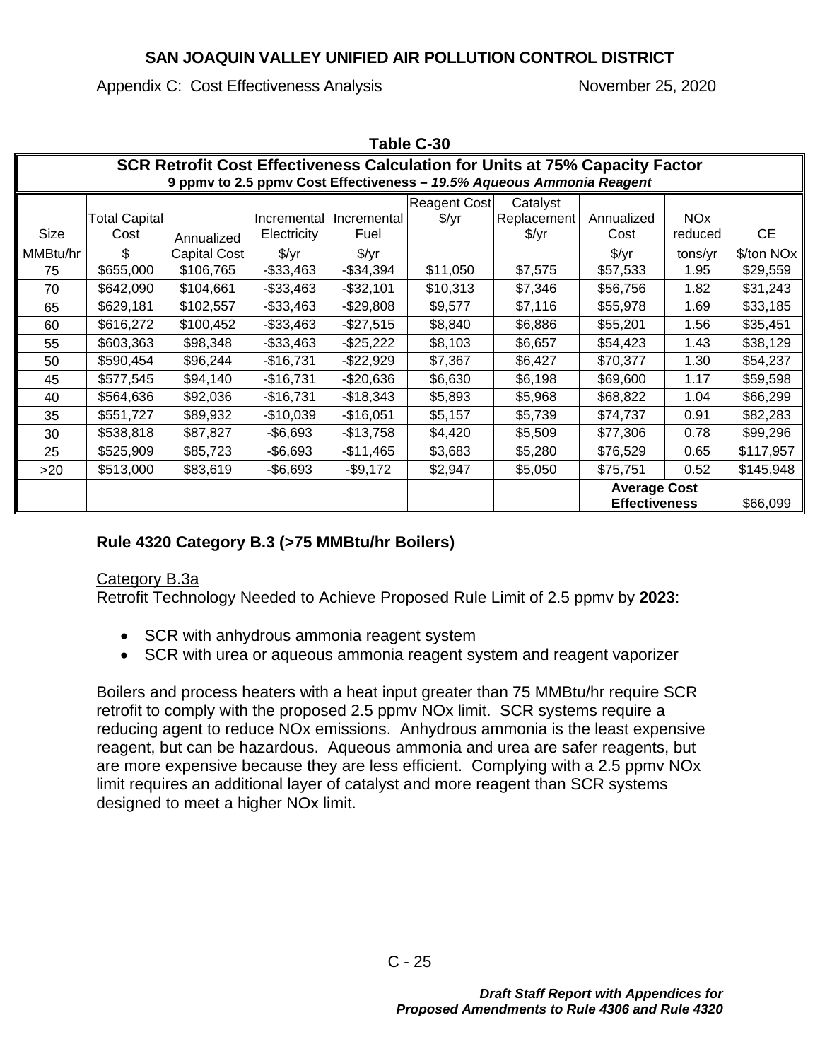**Table C-30**

| SCR Retrofit Cost Effectiveness Calculation for Units at 75% Capacity Factor<br>9 ppmv to 2.5 ppmv Cost Effectiveness – *19.5% Aqueous Ammonia Reagent* | | | | | | | | | |
|---|---|---|---|---|---|---|---|---|---|
| Size<br>MMBtu/hr | Total Capital Cost<br>$ | Annualized Capital Cost | Incremental Electricity<br>$/yr | Incremental Fuel<br>$/yr | Reagent Cost<br>$/yr | Catalyst Replacement<br>$/yr | Annualized Cost<br>$/yr | NOx reduced<br>tons/yr | CE<br>$/ton NOx |
| 75 | $655,000 | $106,765 | -$33,463 | -$34,394 | $11,050 | $7,575 | $57,533 | 1.95 | $29,559 |
| 70 | $642,090 | $104,661 | -$33,463 | -$32,101 | $10,313 | $7,346 | $56,756 | 1.82 | $31,243 |
| 65 | $629,181 | $102,557 | -$33,463 | -$29,808 | $9,577 | $7,116 | $55,978 | 1.69 | $33,185 |
| 60 | $616,272 | $100,452 | -$33,463 | -$27,515 | $8,840 | $6,886 | $55,201 | 1.56 | $35,451 |
| 55 | $603,363 | $98,348 | -$33,463 | -$25,222 | $8,103 | $6,657 | $54,423 | 1.43 | $38,129 |
| 50 | $590,454 | $96,244 | -$16,731 | -$22,929 | $7,367 | $6,427 | $70,377 | 1.30 | $54,237 |
| 45 | $577,545 | $94,140 | -$16,731 | -$20,636 | $6,630 | $6,198 | $69,600 | 1.17 | $59,598 |
| 40 | $564,636 | $92,036 | -$16,731 | -$18,343 | $5,893 | $5,968 | $68,822 | 1.04 | $66,299 |
| 35 | $551,727 | $89,932 | -$10,039 | -$16,051 | $5,157 | $5,739 | $74,737 | 0.91 | $82,283 |
| 30 | $538,818 | $87,827 | -$6,693 | -$13,758 | $4,420 | $5,509 | $77,306 | 0.78 | $99,296 |
| 25 | $525,909 | $85,723 | -$6,693 | -$11,465 | $3,683 | $5,280 | $76,529 | 0.65 | $117,957 |
| >20 | $513,000 | $83,619 | -$6,693 | -$9,172 | $2,947 | $5,050 | $75,751 | 0.52 | $145,948 |
| | | | | | | | **Average Cost Effectiveness** | | $66,099 |

### Rule 4320 Category B.3 (>75 MMBtu/hr Boilers)

Category B.3a

Retrofit Technology Needed to Achieve Proposed Rule Limit of 2.5 ppmv by **2023**:

- SCR with anhydrous ammonia reagent system
- SCR with urea or aqueous ammonia reagent system and reagent vaporizer

Boilers and process heaters with a heat input greater than 75 MMBtu/hr require SCR retrofit to comply with the proposed 2.5 ppmv NOx limit. SCR systems require a reducing agent to reduce NOx emissions. Anhydrous ammonia is the least expensive reagent, but can be hazardous. Aqueous ammonia and urea are safer reagents, but are more expensive because they are less efficient. Complying with a 2.5 ppmv NOx limit requires an additional layer of catalyst and more reagent than SCR systems designed to meet a higher NOx limit.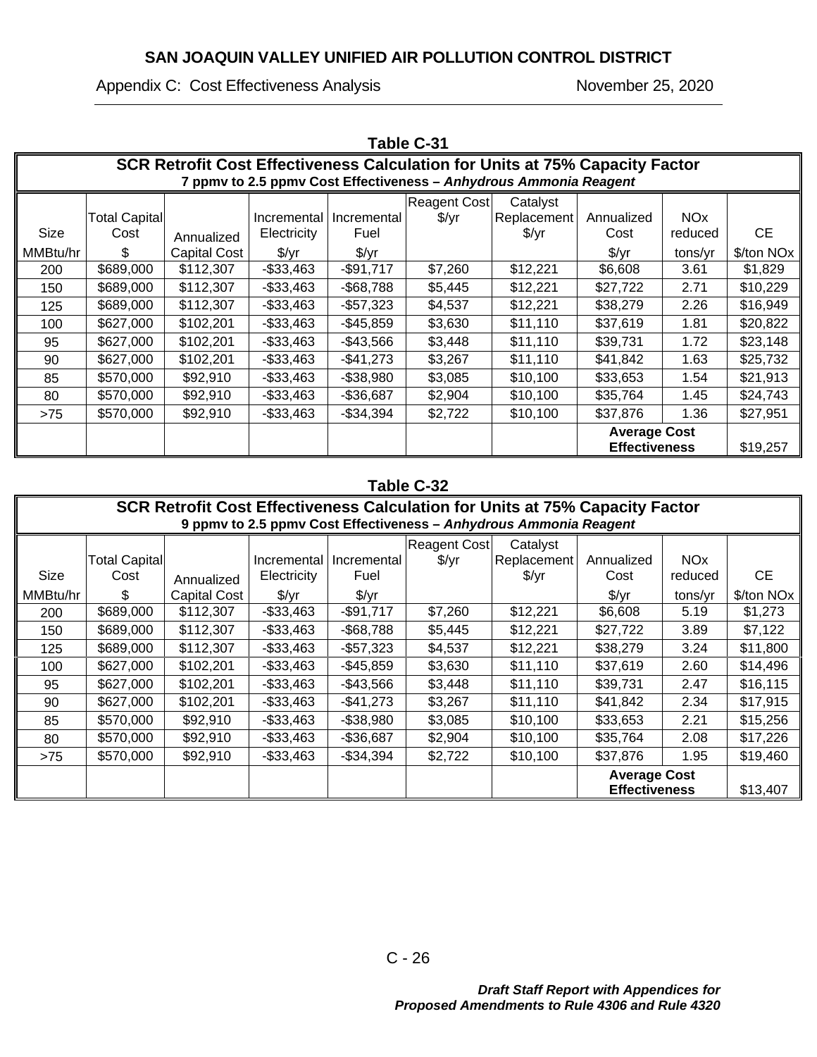**Table C-31**

| SCR Retrofit Cost Effectiveness Calculation for Units at 75% Capacity Factor<br>7 ppmv to 2.5 ppmv Cost Effectiveness – *Anhydrous Ammonia Reagent* | | | | | | | | | |
|---|---|---|---|---|---|---|---|---|---|
| Size<br>MMBtu/hr | Total Capital Cost<br>$ | Annualized Capital Cost | Incremental Electricity<br>$/yr | Incremental Fuel<br>$/yr | Reagent Cost<br>$/yr | Catalyst Replacement<br>$/yr | Annualized Cost<br>$/yr | NOx reduced<br>tons/yr | CE<br>$/ton NOx |
| 200 | $689,000 | $112,307 | -$33,463 | -$91,717 | $7,260 | $12,221 | $6,608 | 3.61 | $1,829 |
| 150 | $689,000 | $112,307 | -$33,463 | -$68,788 | $5,445 | $12,221 | $27,722 | 2.71 | $10,229 |
| 125 | $689,000 | $112,307 | -$33,463 | -$57,323 | $4,537 | $12,221 | $38,279 | 2.26 | $16,949 |
| 100 | $627,000 | $102,201 | -$33,463 | -$45,859 | $3,630 | $11,110 | $37,619 | 1.81 | $20,822 |
| 95 | $627,000 | $102,201 | -$33,463 | -$43,566 | $3,448 | $11,110 | $39,731 | 1.72 | $23,148 |
| 90 | $627,000 | $102,201 | -$33,463 | -$41,273 | $3,267 | $11,110 | $41,842 | 1.63 | $25,732 |
| 85 | $570,000 | $92,910 | -$33,463 | -$38,980 | $3,085 | $10,100 | $33,653 | 1.54 | $21,913 |
| 80 | $570,000 | $92,910 | -$33,463 | -$36,687 | $2,904 | $10,100 | $35,764 | 1.45 | $24,743 |
| >75 | $570,000 | $92,910 | -$33,463 | -$34,394 | $2,722 | $10,100 | $37,876 | 1.36 | $27,951 |
| | | | | | | | **Average Cost Effectiveness** | | $19,257 |

**Table C-32**

| SCR Retrofit Cost Effectiveness Calculation for Units at 75% Capacity Factor<br>9 ppmv to 2.5 ppmv Cost Effectiveness – *Anhydrous Ammonia Reagent* | | | | | | | | | |
|---|---|---|---|---|---|---|---|---|---|
| Size<br>MMBtu/hr | Total Capital Cost<br>$ | Annualized Capital Cost | Incremental Electricity<br>$/yr | Incremental Fuel<br>$/yr | Reagent Cost<br>$/yr | Catalyst Replacement<br>$/yr | Annualized Cost<br>$/yr | NOx reduced<br>tons/yr | CE<br>$/ton NOx |
| 200 | $689,000 | $112,307 | -$33,463 | -$91,717 | $7,260 | $12,221 | $6,608 | 5.19 | $1,273 |
| 150 | $689,000 | $112,307 | -$33,463 | -$68,788 | $5,445 | $12,221 | $27,722 | 3.89 | $7,122 |
| 125 | $689,000 | $112,307 | -$33,463 | -$57,323 | $4,537 | $12,221 | $38,279 | 3.24 | $11,800 |
| 100 | $627,000 | $102,201 | -$33,463 | -$45,859 | $3,630 | $11,110 | $37,619 | 2.60 | $14,496 |
| 95 | $627,000 | $102,201 | -$33,463 | -$43,566 | $3,448 | $11,110 | $39,731 | 2.47 | $16,115 |
| 90 | $627,000 | $102,201 | -$33,463 | -$41,273 | $3,267 | $11,110 | $41,842 | 2.34 | $17,915 |
| 85 | $570,000 | $92,910 | -$33,463 | -$38,980 | $3,085 | $10,100 | $33,653 | 2.21 | $15,256 |
| 80 | $570,000 | $92,910 | -$33,463 | -$36,687 | $2,904 | $10,100 | $35,764 | 2.08 | $17,226 |
| >75 | $570,000 | $92,910 | -$33,463 | -$34,394 | $2,722 | $10,100 | $37,876 | 1.95 | $19,460 |
| | | | | | | | **Average Cost Effectiveness** | | $13,407 |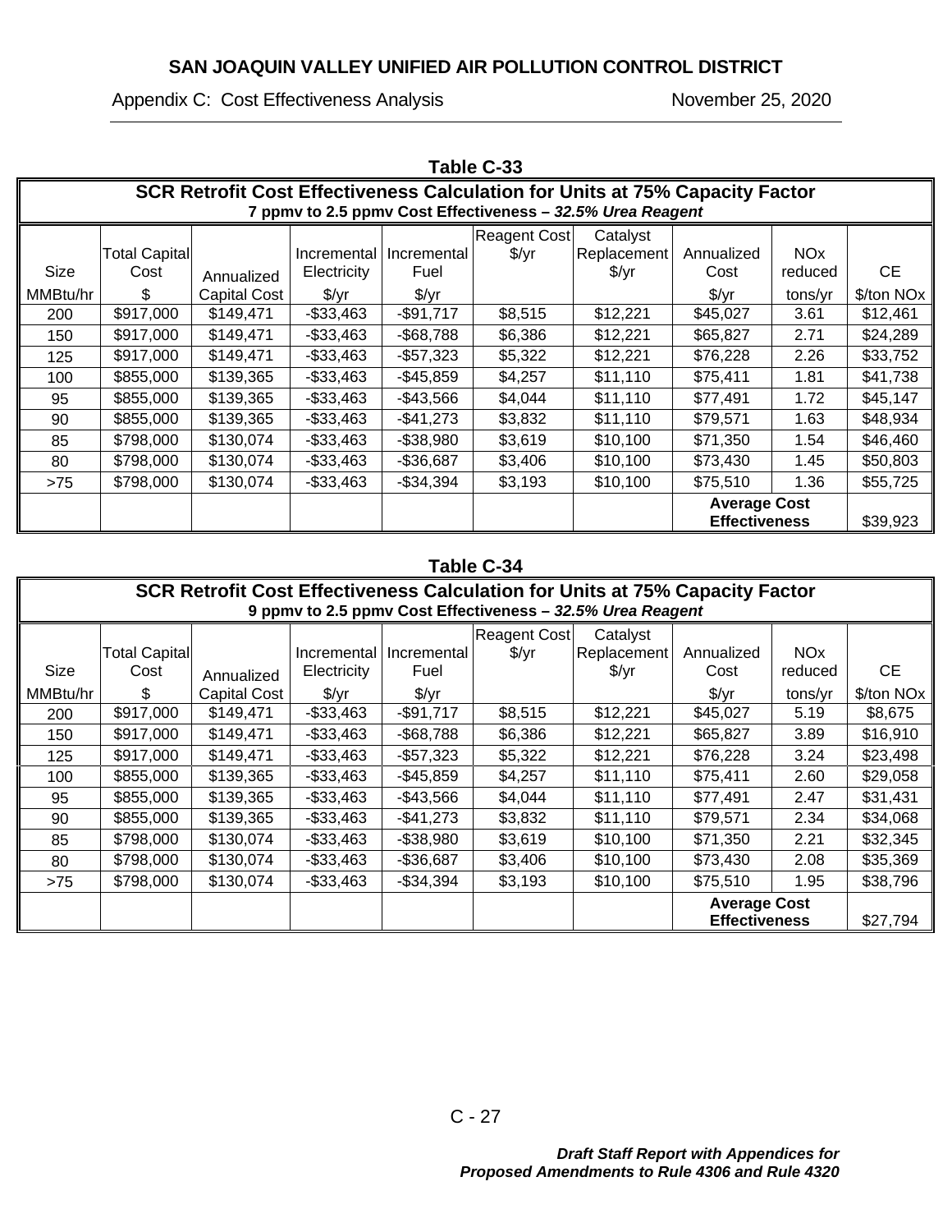**Table C-33**

**SCR Retrofit Cost Effectiveness Calculation for Units at 75% Capacity Factor**
**7 ppmv to 2.5 ppmv Cost Effectiveness – *32.5% Urea Reagent***

| Size MMBtu/hr | Total Capital Cost $ | Annualized Capital Cost | Incremental Electricity $/yr | Incremental Fuel $/yr | Reagent Cost $/yr | Catalyst Replacement $/yr | Annualized Cost $/yr | NOx reduced tons/yr | CE $/ton NOx |
|---|---|---|---|---|---|---|---|---|---|
| 200 | $917,000 | $149,471 | -$33,463 | -$91,717 | $8,515 | $12,221 | $45,027 | 3.61 | $12,461 |
| 150 | $917,000 | $149,471 | -$33,463 | -$68,788 | $6,386 | $12,221 | $65,827 | 2.71 | $24,289 |
| 125 | $917,000 | $149,471 | -$33,463 | -$57,323 | $5,322 | $12,221 | $76,228 | 2.26 | $33,752 |
| 100 | $855,000 | $139,365 | -$33,463 | -$45,859 | $4,257 | $11,110 | $75,411 | 1.81 | $41,738 |
| 95 | $855,000 | $139,365 | -$33,463 | -$43,566 | $4,044 | $11,110 | $77,491 | 1.72 | $45,147 |
| 90 | $855,000 | $139,365 | -$33,463 | -$41,273 | $3,832 | $11,110 | $79,571 | 1.63 | $48,934 |
| 85 | $798,000 | $130,074 | -$33,463 | -$38,980 | $3,619 | $10,100 | $71,350 | 1.54 | $46,460 |
| 80 | $798,000 | $130,074 | -$33,463 | -$36,687 | $3,406 | $10,100 | $73,430 | 1.45 | $50,803 |
| >75 | $798,000 | $130,074 | -$33,463 | -$34,394 | $3,193 | $10,100 | $75,510 | 1.36 | $55,725 |
| | | | | | | | **Average Cost Effectiveness** | | $39,923 |

**Table C-34**

**SCR Retrofit Cost Effectiveness Calculation for Units at 75% Capacity Factor**
**9 ppmv to 2.5 ppmv Cost Effectiveness – *32.5% Urea Reagent***

| Size MMBtu/hr | Total Capital Cost $ | Annualized Capital Cost | Incremental Electricity $/yr | Incremental Fuel $/yr | Reagent Cost $/yr | Catalyst Replacement $/yr | Annualized Cost $/yr | NOx reduced tons/yr | CE $/ton NOx |
|---|---|---|---|---|---|---|---|---|---|
| 200 | $917,000 | $149,471 | -$33,463 | -$91,717 | $8,515 | $12,221 | $45,027 | 5.19 | $8,675 |
| 150 | $917,000 | $149,471 | -$33,463 | -$68,788 | $6,386 | $12,221 | $65,827 | 3.89 | $16,910 |
| 125 | $917,000 | $149,471 | -$33,463 | -$57,323 | $5,322 | $12,221 | $76,228 | 3.24 | $23,498 |
| 100 | $855,000 | $139,365 | -$33,463 | -$45,859 | $4,257 | $11,110 | $75,411 | 2.60 | $29,058 |
| 95 | $855,000 | $139,365 | -$33,463 | -$43,566 | $4,044 | $11,110 | $77,491 | 2.47 | $31,431 |
| 90 | $855,000 | $139,365 | -$33,463 | -$41,273 | $3,832 | $11,110 | $79,571 | 2.34 | $34,068 |
| 85 | $798,000 | $130,074 | -$33,463 | -$38,980 | $3,619 | $10,100 | $71,350 | 2.21 | $32,345 |
| 80 | $798,000 | $130,074 | -$33,463 | -$36,687 | $3,406 | $10,100 | $73,430 | 2.08 | $35,369 |
| >75 | $798,000 | $130,074 | -$33,463 | -$34,394 | $3,193 | $10,100 | $75,510 | 1.95 | $38,796 |
| | | | | | | | **Average Cost Effectiveness** | | $27,794 |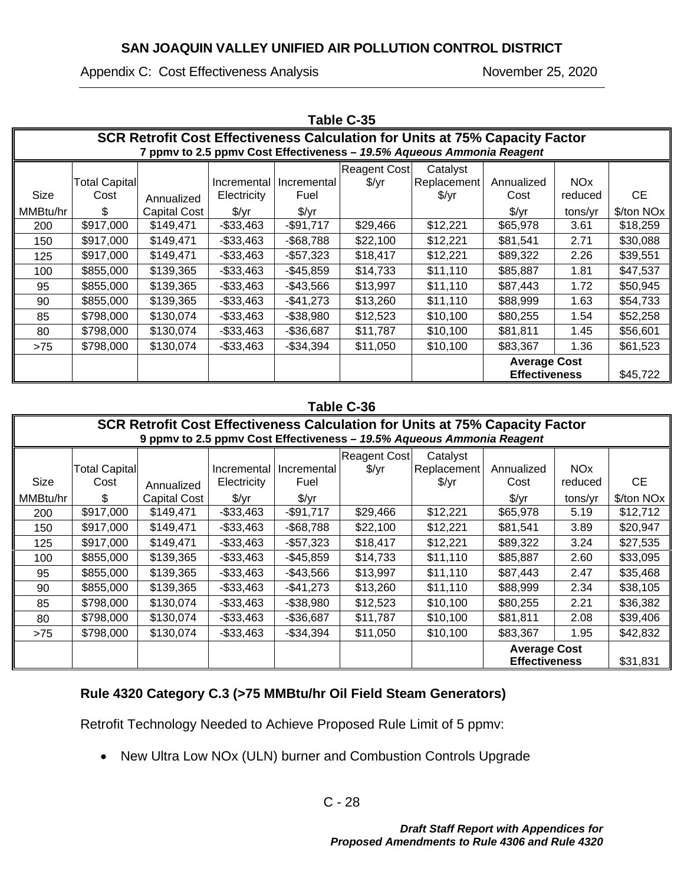**Table C-35**

| SCR Retrofit Cost Effectiveness Calculation for Units at 75% Capacity Factor<br>7 ppmv to 2.5 ppmv Cost Effectiveness – *19.5% Aqueous Ammonia Reagent* | | | | | | | | | |
|---|---|---|---|---|---|---|---|---|---|
| Size<br>MMBtu/hr | Total Capital Cost<br>$ | Annualized Capital Cost | Incremental Electricity<br>$/yr | Incremental Fuel<br>$/yr | Reagent Cost<br>$/yr | Catalyst Replacement<br>$/yr | Annualized Cost<br>$/yr | NOx reduced<br>tons/yr | CE<br>$/ton NOx |
| 200 | $917,000 | $149,471 | -$33,463 | -$91,717 | $29,466 | $12,221 | $65,978 | 3.61 | $18,259 |
| 150 | $917,000 | $149,471 | -$33,463 | -$68,788 | $22,100 | $12,221 | $81,541 | 2.71 | $30,088 |
| 125 | $917,000 | $149,471 | -$33,463 | -$57,323 | $18,417 | $12,221 | $89,322 | 2.26 | $39,551 |
| 100 | $855,000 | $139,365 | -$33,463 | -$45,859 | $14,733 | $11,110 | $85,887 | 1.81 | $47,537 |
| 95 | $855,000 | $139,365 | -$33,463 | -$43,566 | $13,997 | $11,110 | $87,443 | 1.72 | $50,945 |
| 90 | $855,000 | $139,365 | -$33,463 | -$41,273 | $13,260 | $11,110 | $88,999 | 1.63 | $54,733 |
| 85 | $798,000 | $130,074 | -$33,463 | -$38,980 | $12,523 | $10,100 | $80,255 | 1.54 | $52,258 |
| 80 | $798,000 | $130,074 | -$33,463 | -$36,687 | $11,787 | $10,100 | $81,811 | 1.45 | $56,601 |
| >75 | $798,000 | $130,074 | -$33,463 | -$34,394 | $11,050 | $10,100 | $83,367 | 1.36 | $61,523 |
| | | | | | | | **Average Cost Effectiveness** | | $45,722 |

**Table C-36**

| SCR Retrofit Cost Effectiveness Calculation for Units at 75% Capacity Factor<br>9 ppmv to 2.5 ppmv Cost Effectiveness – *19.5% Aqueous Ammonia Reagent* | | | | | | | | | |
|---|---|---|---|---|---|---|---|---|---|
| Size<br>MMBtu/hr | Total Capital Cost<br>$ | Annualized Capital Cost | Incremental Electricity<br>$/yr | Incremental Fuel<br>$/yr | Reagent Cost<br>$/yr | Catalyst Replacement<br>$/yr | Annualized Cost<br>$/yr | NOx reduced<br>tons/yr | CE<br>$/ton NOx |
| 200 | $917,000 | $149,471 | -$33,463 | -$91,717 | $29,466 | $12,221 | $65,978 | 5.19 | $12,712 |
| 150 | $917,000 | $149,471 | -$33,463 | -$68,788 | $22,100 | $12,221 | $81,541 | 3.89 | $20,947 |
| 125 | $917,000 | $149,471 | -$33,463 | -$57,323 | $18,417 | $12,221 | $89,322 | 3.24 | $27,535 |
| 100 | $855,000 | $139,365 | -$33,463 | -$45,859 | $14,733 | $11,110 | $85,887 | 2.60 | $33,095 |
| 95 | $855,000 | $139,365 | -$33,463 | -$43,566 | $13,997 | $11,110 | $87,443 | 2.47 | $35,468 |
| 90 | $855,000 | $139,365 | -$33,463 | -$41,273 | $13,260 | $11,110 | $88,999 | 2.34 | $38,105 |
| 85 | $798,000 | $130,074 | -$33,463 | -$38,980 | $12,523 | $10,100 | $80,255 | 2.21 | $36,382 |
| 80 | $798,000 | $130,074 | -$33,463 | -$36,687 | $11,787 | $10,100 | $81,811 | 2.08 | $39,406 |
| >75 | $798,000 | $130,074 | -$33,463 | -$34,394 | $11,050 | $10,100 | $83,367 | 1.95 | $42,832 |
| | | | | | | | **Average Cost Effectiveness** | | $31,831 |

### Rule 4320 Category C.3 (>75 MMBtu/hr Oil Field Steam Generators)

Retrofit Technology Needed to Achieve Proposed Rule Limit of 5 ppmv:

- New Ultra Low NOx (ULN) burner and Combustion Controls Upgrade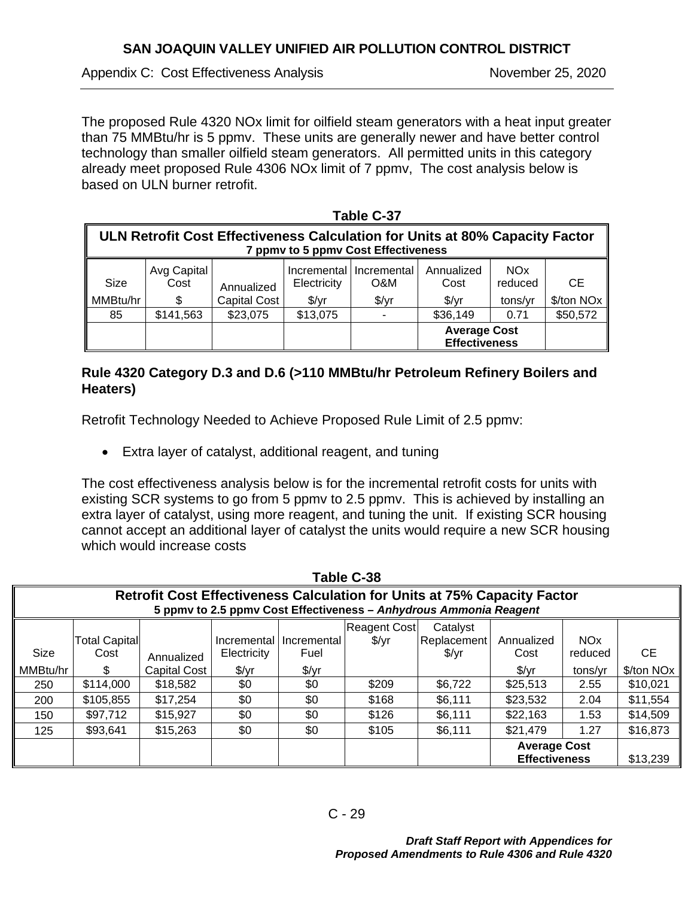The proposed Rule 4320 NOx limit for oilfield steam generators with a heat input greater than 75 MMBtu/hr is 5 ppmv. These units are generally newer and have better control technology than smaller oilfield steam generators. All permitted units in this category already meet proposed Rule 4306 NOx limit of 7 ppmv, The cost analysis below is based on ULN burner retrofit.

**Table C-37**

| ULN Retrofit Cost Effectiveness Calculation for Units at 80% Capacity Factor<br>7 ppmv to 5 ppmv Cost Effectiveness | | | | | | | |
|---|---|---|---|---|---|---|---|
| Size<br>MMBtu/hr | Avg Capital Cost<br>$ | Annualized Capital Cost | Incremental Electricity<br>$/yr | Incremental O&M<br>$/yr | Annualized Cost<br>$/yr | NOx reduced<br>tons/yr | CE<br>$/ton NOx |
| 85 | $141,563 | $23,075 | $13,075 | - | $36,149 | 0.71 | $50,572 |
| | | | | | Average Cost Effectiveness | | |

**Rule 4320 Category D.3 and D.6 (>110 MMBtu/hr Petroleum Refinery Boilers and Heaters)**

Retrofit Technology Needed to Achieve Proposed Rule Limit of 2.5 ppmv:

- Extra layer of catalyst, additional reagent, and tuning

The cost effectiveness analysis below is for the incremental retrofit costs for units with existing SCR systems to go from 5 ppmv to 2.5 ppmv. This is achieved by installing an extra layer of catalyst, using more reagent, and tuning the unit. If existing SCR housing cannot accept an additional layer of catalyst the units would require a new SCR housing which would increase costs

**Table C-38**

| Retrofit Cost Effectiveness Calculation for Units at 75% Capacity Factor<br>5 ppmv to 2.5 ppmv Cost Effectiveness – *Anhydrous Ammonia Reagent* | | | | | | | | | |
|---|---|---|---|---|---|---|---|---|---|
| Size<br>MMBtu/hr | Total Capital Cost<br>$ | Annualized Capital Cost | Incremental Electricity<br>$/yr | Incremental Fuel<br>$/yr | Reagent Cost<br>$/yr | Catalyst Replacement<br>$/yr | Annualized Cost<br>$/yr | NOx reduced<br>tons/yr | CE<br>$/ton NOx |
| 250 | $114,000 | $18,582 | $0 | $0 | $209 | $6,722 | $25,513 | 2.55 | $10,021 |
| 200 | $105,855 | $17,254 | $0 | $0 | $168 | $6,111 | $23,532 | 2.04 | $11,554 |
| 150 | $97,712 | $15,927 | $0 | $0 | $126 | $6,111 | $22,163 | 1.53 | $14,509 |
| 125 | $93,641 | $15,263 | $0 | $0 | $105 | $6,111 | $21,479 | 1.27 | $16,873 |
| | | | | | | | Average Cost Effectiveness | | $13,239 |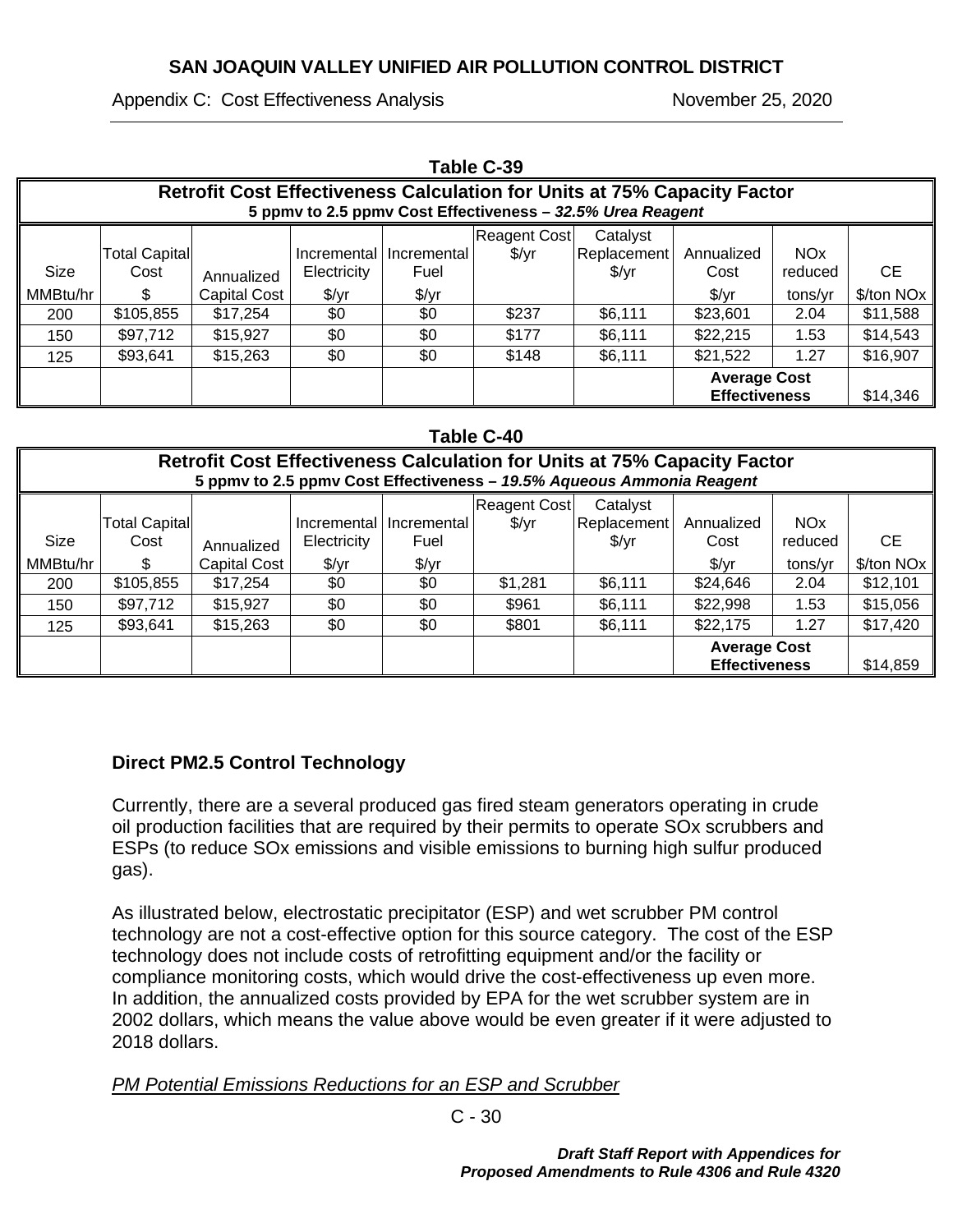**Table C-39**

| **Retrofit Cost Effectiveness Calculation for Units at 75% Capacity Factor**<br>**5 ppmv to 2.5 ppmv Cost Effectiveness – *32.5% Urea Reagent*** | | | | | | | | | |
|---|---|---|---|---|---|---|---|---|---|
| Size<br>MMBtu/hr | Total Capital Cost<br>$ | Annualized<br>Capital Cost | Incremental Electricity<br>$/yr | Incremental Fuel<br>$/yr | Reagent Cost<br>$/yr | Catalyst Replacement<br>$/yr | Annualized Cost<br>$/yr | NOx reduced<br>tons/yr | CE<br>$/ton NOx |
| 200 | $105,855 | $17,254 | $0 | $0 | $237 | $6,111 | $23,601 | 2.04 | $11,588 |
| 150 | $97,712 | $15,927 | $0 | $0 | $177 | $6,111 | $22,215 | 1.53 | $14,543 |
| 125 | $93,641 | $15,263 | $0 | $0 | $148 | $6,111 | $21,522 | 1.27 | $16,907 |
| | | | | | | | **Average Cost Effectiveness** | | $14,346 |

**Table C-40**

| **Retrofit Cost Effectiveness Calculation for Units at 75% Capacity Factor**<br>**5 ppmv to 2.5 ppmv Cost Effectiveness – *19.5% Aqueous Ammonia Reagent*** | | | | | | | | | |
|---|---|---|---|---|---|---|---|---|---|
| Size<br>MMBtu/hr | Total Capital Cost<br>$ | Annualized<br>Capital Cost | Incremental Electricity<br>$/yr | Incremental Fuel<br>$/yr | Reagent Cost<br>$/yr | Catalyst Replacement<br>$/yr | Annualized Cost<br>$/yr | NOx reduced<br>tons/yr | CE<br>$/ton NOx |
| 200 | $105,855 | $17,254 | $0 | $0 | $1,281 | $6,111 | $24,646 | 2.04 | $12,101 |
| 150 | $97,712 | $15,927 | $0 | $0 | $961 | $6,111 | $22,998 | 1.53 | $15,056 |
| 125 | $93,641 | $15,263 | $0 | $0 | $801 | $6,111 | $22,175 | 1.27 | $17,420 |
| | | | | | | | **Average Cost Effectiveness** | | $14,859 |

### Direct PM2.5 Control Technology

Currently, there are a several produced gas fired steam generators operating in crude oil production facilities that are required by their permits to operate SOx scrubbers and ESPs (to reduce SOx emissions and visible emissions to burning high sulfur produced gas).

As illustrated below, electrostatic precipitator (ESP) and wet scrubber PM control technology are not a cost-effective option for this source category. The cost of the ESP technology does not include costs of retrofitting equipment and/or the facility or compliance monitoring costs, which would drive the cost-effectiveness up even more. In addition, the annualized costs provided by EPA for the wet scrubber system are in 2002 dollars, which means the value above would be even greater if it were adjusted to 2018 dollars.

*PM Potential Emissions Reductions for an ESP and Scrubber*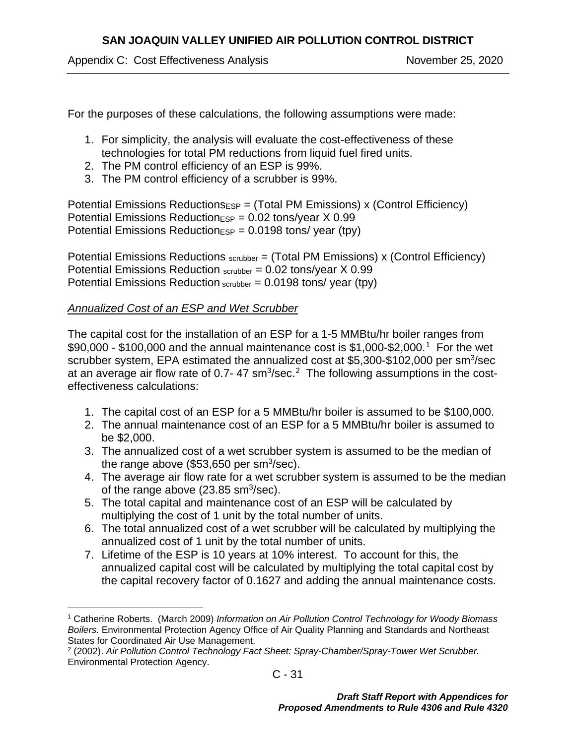For the purposes of these calculations, the following assumptions were made:

1. For simplicity, the analysis will evaluate the cost-effectiveness of these technologies for total PM reductions from liquid fuel fired units.
2. The PM control efficiency of an ESP is 99%.
3. The PM control efficiency of a scrubber is 99%.

Potential Emissions Reductions$_{ESP}$ = (Total PM Emissions) x (Control Efficiency)
Potential Emissions Reduction$_{ESP}$ = 0.02 tons/year X 0.99
Potential Emissions Reduction$_{ESP}$ = 0.0198 tons/ year (tpy)

Potential Emissions Reductions $_{scrubber}$ = (Total PM Emissions) x (Control Efficiency)
Potential Emissions Reduction $_{scrubber}$ = 0.02 tons/year X 0.99
Potential Emissions Reduction $_{scrubber}$ = 0.0198 tons/ year (tpy)

*Annualized Cost of an ESP and Wet Scrubber*

The capital cost for the installation of an ESP for a 1-5 MMBtu/hr boiler ranges from \$90,000 - \$100,000 and the annual maintenance cost is \$1,000-\$2,000.[1] For the wet scrubber system, EPA estimated the annualized cost at \$5,300-\$102,000 per $sm^3$/sec at an average air flow rate of 0.7- 47 $sm^3$/sec.[2] The following assumptions in the cost-effectiveness calculations:

1. The capital cost of an ESP for a 5 MMBtu/hr boiler is assumed to be \$100,000.
2. The annual maintenance cost of an ESP for a 5 MMBtu/hr boiler is assumed to be \$2,000.
3. The annualized cost of a wet scrubber system is assumed to be the median of the range above (\$53,650 per $sm^3$/sec).
4. The average air flow rate for a wet scrubber system is assumed to be the median of the range above (23.85 $sm^3$/sec).
5. The total capital and maintenance cost of an ESP will be calculated by multiplying the cost of 1 unit by the total number of units.
6. The total annualized cost of a wet scrubber will be calculated by multiplying the annualized cost of 1 unit by the total number of units.
7. Lifetime of the ESP is 10 years at 10% interest. To account for this, the annualized capital cost will be calculated by multiplying the total capital cost by the capital recovery factor of 0.1627 and adding the annual maintenance costs.

---

[1] Catherine Roberts. (March 2009) *Information on Air Pollution Control Technology for Woody Biomass Boilers.* Environmental Protection Agency Office of Air Quality Planning and Standards and Northeast States for Coordinated Air Use Management.

[2] (2002). *Air Pollution Control Technology Fact Sheet: Spray-Chamber/Spray-Tower Wet Scrubber.* Environmental Protection Agency.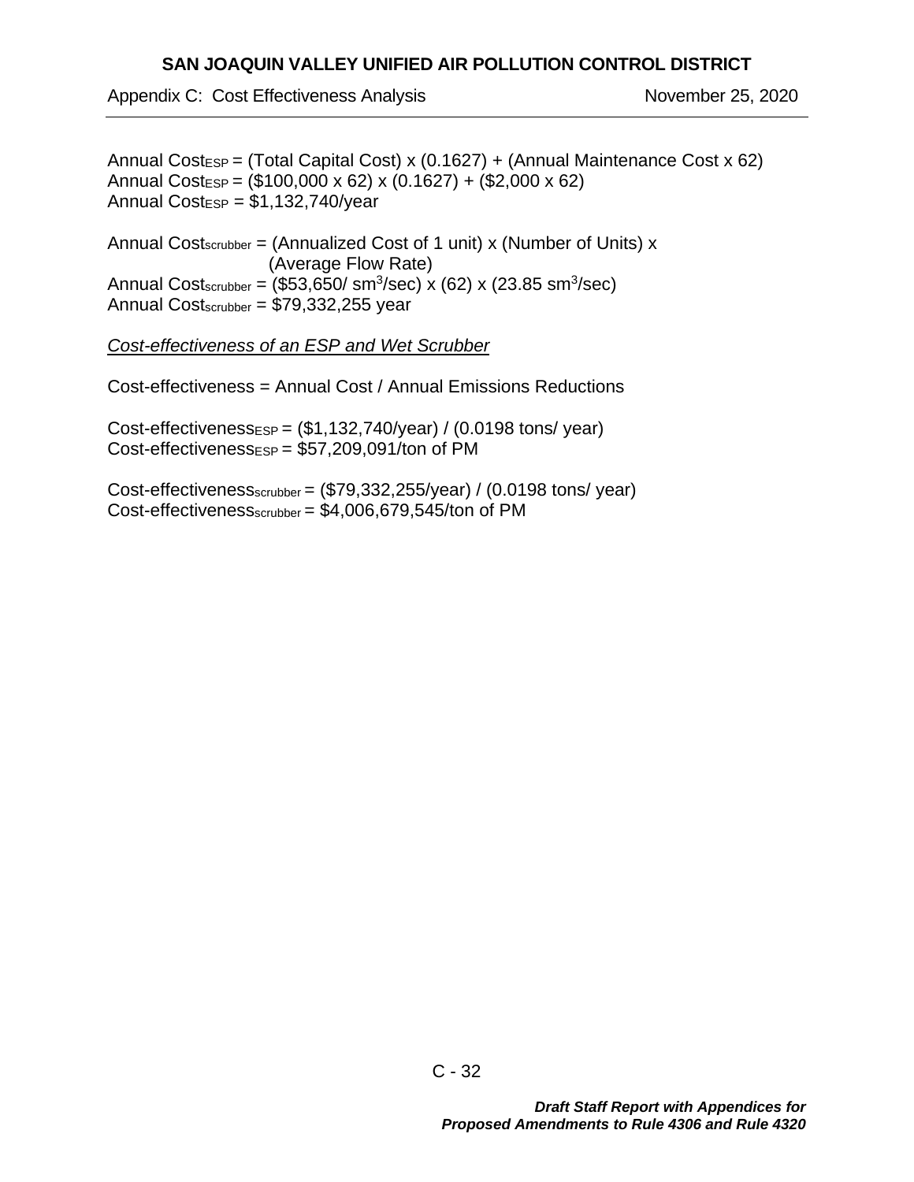Annual $Cost_{ESP}$ = (Total Capital Cost) x (0.1627) + (Annual Maintenance Cost x 62)
Annual $Cost_{ESP}$ = ($100,000 x 62) x (0.1627) + ($2,000 x 62)
Annual $Cost_{ESP}$ = $1,132,740/year

Annual $Cost_{scrubber}$ = (Annualized Cost of 1 unit) x (Number of Units) x (Average Flow Rate)
Annual $Cost_{scrubber}$ = ($53,650/ $sm^3$/sec) x (62) x (23.85 $sm^3$/sec)
Annual $Cost_{scrubber}$ = $79,332,255 year

*Cost-effectiveness of an ESP and Wet Scrubber*

Cost-effectiveness = Annual Cost / Annual Emissions Reductions

$Cost\text{-}effectiveness_{ESP}$ = ($1,132,740/year) / (0.0198 tons/ year)
$Cost\text{-}effectiveness_{ESP}$ = $57,209,091/ton of PM

$Cost\text{-}effectiveness_{scrubber}$ = ($79,332,255/year) / (0.0198 tons/ year)
$Cost\text{-}effectiveness_{scrubber}$ = $4,006,679,545/ton of PM